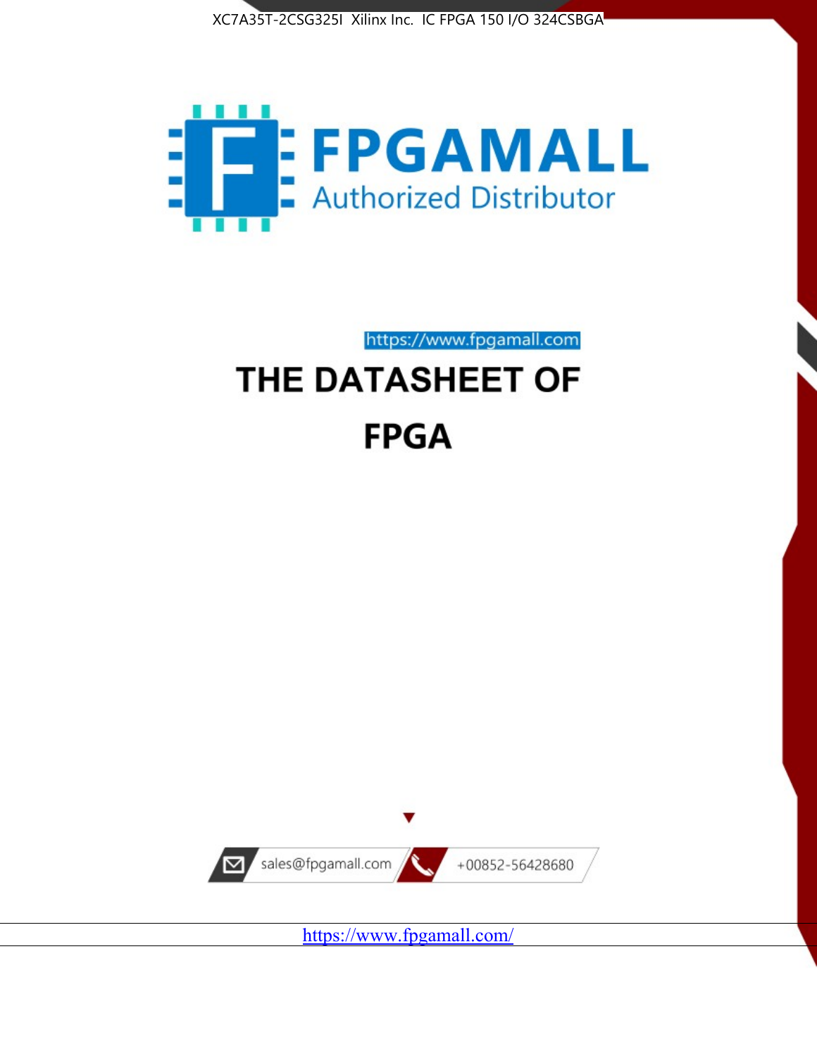XC7A35T-2CSG325I Xilinx Inc. IC FPGA 150 I/O 324CSBGA

FPGAMALL

Authorized Distributor

https://www.fpgamall.com

# THE DATASHEET OF

# FPGA

sales@fpgamall.com

+00852-56428680

https://www.fpgamall.com/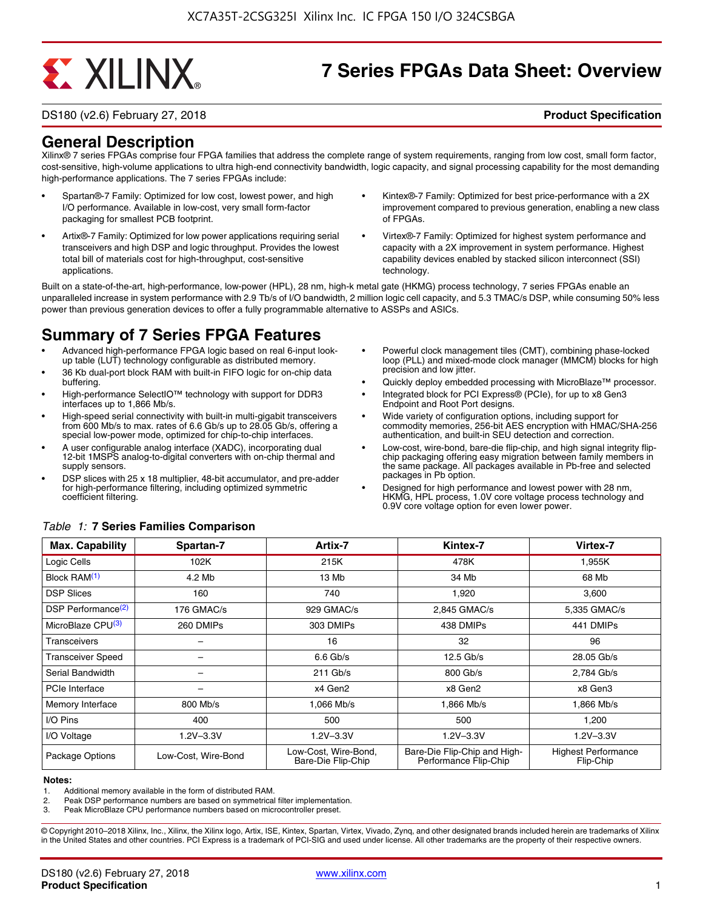# 7 Series FPGAs Data Sheet: Overview

DS180 (v2.6) February 27, 2018 **Product Specification**

## General Description

Xilinx® 7 series FPGAs comprise four FPGA families that address the complete range of system requirements, ranging from low cost, small form factor, cost-sensitive, high-volume applications to ultra high-end connectivity bandwidth, logic capacity, and signal processing capability for the most demanding high-performance applications. The 7 series FPGAs include:

- Spartan®-7 Family: Optimized for low cost, lowest power, and high I/O performance. Available in low-cost, very small form-factor packaging for smallest PCB footprint.
- Artix®-7 Family: Optimized for low power applications requiring serial transceivers and high DSP and logic throughput. Provides the lowest total bill of materials cost for high-throughput, cost-sensitive applications.
- Kintex®-7 Family: Optimized for best price-performance with a 2X improvement compared to previous generation, enabling a new class of FPGAs.
- Virtex®-7 Family: Optimized for highest system performance and capacity with a 2X improvement in system performance. Highest capability devices enabled by stacked silicon interconnect (SSI) technology.

Built on a state-of-the-art, high-performance, low-power (HPL), 28 nm, high-k metal gate (HKMG) process technology, 7 series FPGAs enable an unparalleled increase in system performance with 2.9 Tb/s of I/O bandwidth, 2 million logic cell capacity, and 5.3 TMAC/s DSP, while consuming 50% less power than previous generation devices to offer a fully programmable alternative to ASSPs and ASICs.

## Summary of 7 Series FPGA Features

- Advanced high-performance FPGA logic based on real 6-input look-up table (LUT) technology configurable as distributed memory.
- 36 Kb dual-port block RAM with built-in FIFO logic for on-chip data buffering.
- High-performance SelectIO™ technology with support for DDR3 interfaces up to 1,866 Mb/s.
- High-speed serial connectivity with built-in multi-gigabit transceivers from 600 Mb/s to max. rates of 6.6 Gb/s up to 28.05 Gb/s, offering a special low-power mode, optimized for chip-to-chip interfaces.
- A user configurable analog interface (XADC), incorporating dual 12-bit 1MSPS analog-to-digital converters with on-chip thermal and supply sensors.
- DSP slices with 25 x 18 multiplier, 48-bit accumulator, and pre-adder for high-performance filtering, including optimized symmetric coefficient filtering.
- Powerful clock management tiles (CMT), combining phase-locked loop (PLL) and mixed-mode clock manager (MMCM) blocks for high precision and low jitter.
- Quickly deploy embedded processing with MicroBlaze™ processor.
- Integrated block for PCI Express® (PCIe), for up to x8 Gen3 Endpoint and Root Port designs.
- Wide variety of configuration options, including support for commodity memories, 256-bit AES encryption with HMAC/SHA-256 authentication, and built-in SEU detection and correction.
- Low-cost, wire-bond, bare-die flip-chip, and high signal integrity flip-chip packaging offering easy migration between family members in the same package. All packages available in Pb-free and selected packages in Pb option.
- Designed for high performance and lowest power with 28 nm, HKMG, HPL process, 1.0V core voltage process technology and 0.9V core voltage option for even lower power.

*Table 1:* **7 Series Families Comparison**

| Max. Capability | Spartan-7 | Artix-7 | Kintex-7 | Virtex-7 |
|---|---|---|---|---|
| Logic Cells | 102K | 215K | 478K | 1,955K |
| Block RAM[(1)] | 4.2 Mb | 13 Mb | 34 Mb | 68 Mb |
| DSP Slices | 160 | 740 | 1,920 | 3,600 |
| DSP Performance[(2)] | 176 GMAC/s | 929 GMAC/s | 2,845 GMAC/s | 5,335 GMAC/s |
| MicroBlaze CPU[(3)] | 260 DMIPs | 303 DMIPs | 438 DMIPs | 441 DMIPs |
| Transceivers | – | 16 | 32 | 96 |
| Transceiver Speed | – | 6.6 Gb/s | 12.5 Gb/s | 28.05 Gb/s |
| Serial Bandwidth | – | 211 Gb/s | 800 Gb/s | 2,784 Gb/s |
| PCIe Interface | – | x4 Gen2 | x8 Gen2 | x8 Gen3 |
| Memory Interface | 800 Mb/s | 1,066 Mb/s | 1,866 Mb/s | 1,866 Mb/s |
| I/O Pins | 400 | 500 | 500 | 1,200 |
| I/O Voltage | 1.2V–3.3V | 1.2V–3.3V | 1.2V–3.3V | 1.2V–3.3V |
| Package Options | Low-Cost, Wire-Bond | Low-Cost, Wire-Bond, Bare-Die Flip-Chip | Bare-Die Flip-Chip and High-Performance Flip-Chip | Highest Performance Flip-Chip |

**Notes:**

1. Additional memory available in the form of distributed RAM.
2. Peak DSP performance numbers are based on symmetrical filter implementation.
3. Peak MicroBlaze CPU performance numbers based on microcontroller preset.

© Copyright 2010–2018 Xilinx, Inc., Xilinx, the Xilinx logo, Artix, ISE, Kintex, Spartan, Virtex, Vivado, Zynq, and other designated brands included herein are trademarks of Xilinx in the United States and other countries. PCI Express is a trademark of PCI-SIG and used under license. All other trademarks are the property of their respective owners.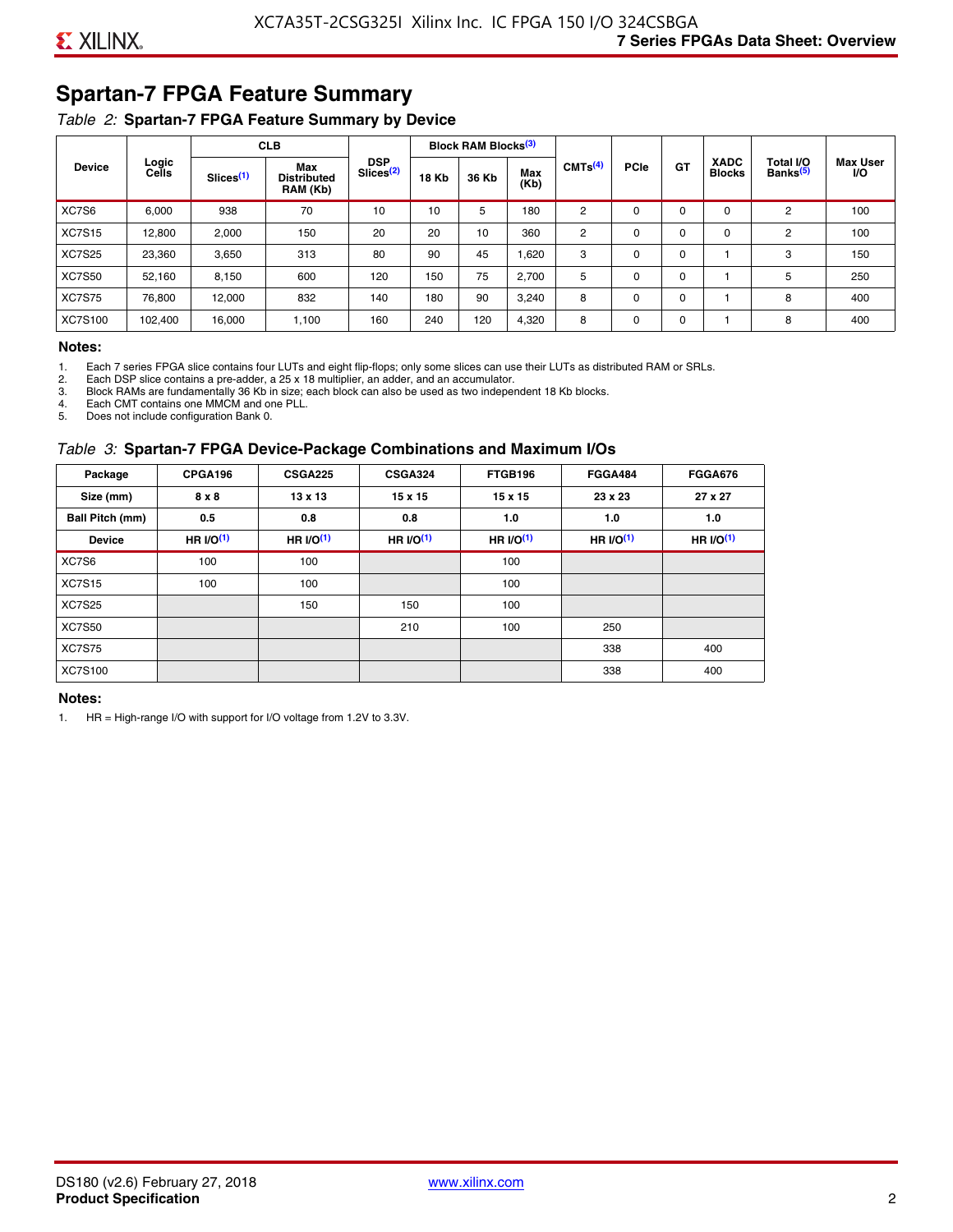## Spartan-7 FPGA Feature Summary

*Table 2:* **Spartan-7 FPGA Feature Summary by Device**

| Device | Logic Cells | CLB | | DSP Slices[2] | Block RAM Blocks[3] | | | CMTs[4] | PCIe | GT | XADC Blocks | Total I/O Banks[5] | Max User I/O |
|---|---|---|---|---|---|---|---|---|---|---|---|---|---|
| | | Slices[1] | Max Distributed RAM (Kb) | | 18 Kb | 36 Kb | Max (Kb) | | | | | | |
| XC7S6 | 6,000 | 938 | 70 | 10 | 10 | 5 | 180 | 2 | 0 | 0 | 0 | 2 | 100 |
| XC7S15 | 12,800 | 2,000 | 150 | 20 | 20 | 10 | 360 | 2 | 0 | 0 | 0 | 2 | 100 |
| XC7S25 | 23,360 | 3,650 | 313 | 80 | 90 | 45 | 1,620 | 3 | 0 | 0 | 1 | 3 | 150 |
| XC7S50 | 52,160 | 8,150 | 600 | 120 | 150 | 75 | 2,700 | 5 | 0 | 0 | 1 | 5 | 250 |
| XC7S75 | 76,800 | 12,000 | 832 | 140 | 180 | 90 | 3,240 | 8 | 0 | 0 | 1 | 8 | 400 |
| XC7S100 | 102,400 | 16,000 | 1,100 | 160 | 240 | 120 | 4,320 | 8 | 0 | 0 | 1 | 8 | 400 |

**Notes:**

1. Each 7 series FPGA slice contains four LUTs and eight flip-flops; only some slices can use their LUTs as distributed RAM or SRLs.
2. Each DSP slice contains a pre-adder, a 25 x 18 multiplier, an adder, and an accumulator.
3. Block RAMs are fundamentally 36 Kb in size; each block can also be used as two independent 18 Kb blocks.
4. Each CMT contains one MMCM and one PLL.
5. Does not include configuration Bank 0.

*Table 3:* **Spartan-7 FPGA Device-Package Combinations and Maximum I/Os**

| Package | CPGA196 | CSGA225 | CSGA324 | FTGB196 | FGGA484 | FGGA676 |
|---|---|---|---|---|---|---|
| Size (mm) | 8 x 8 | 13 x 13 | 15 x 15 | 15 x 15 | 23 x 23 | 27 x 27 |
| Ball Pitch (mm) | 0.5 | 0.8 | 0.8 | 1.0 | 1.0 | 1.0 |
| Device | HR I/O[1] | HR I/O[1] | HR I/O[1] | HR I/O[1] | HR I/O[1] | HR I/O[1] |
| XC7S6 | 100 | 100 | | 100 | | |
| XC7S15 | 100 | 100 | | 100 | | |
| XC7S25 | | 150 | 150 | 100 | | |
| XC7S50 | | | 210 | 100 | 250 | |
| XC7S75 | | | | | 338 | 400 |
| XC7S100 | | | | | 338 | 400 |

**Notes:**

1. HR = High-range I/O with support for I/O voltage from 1.2V to 3.3V.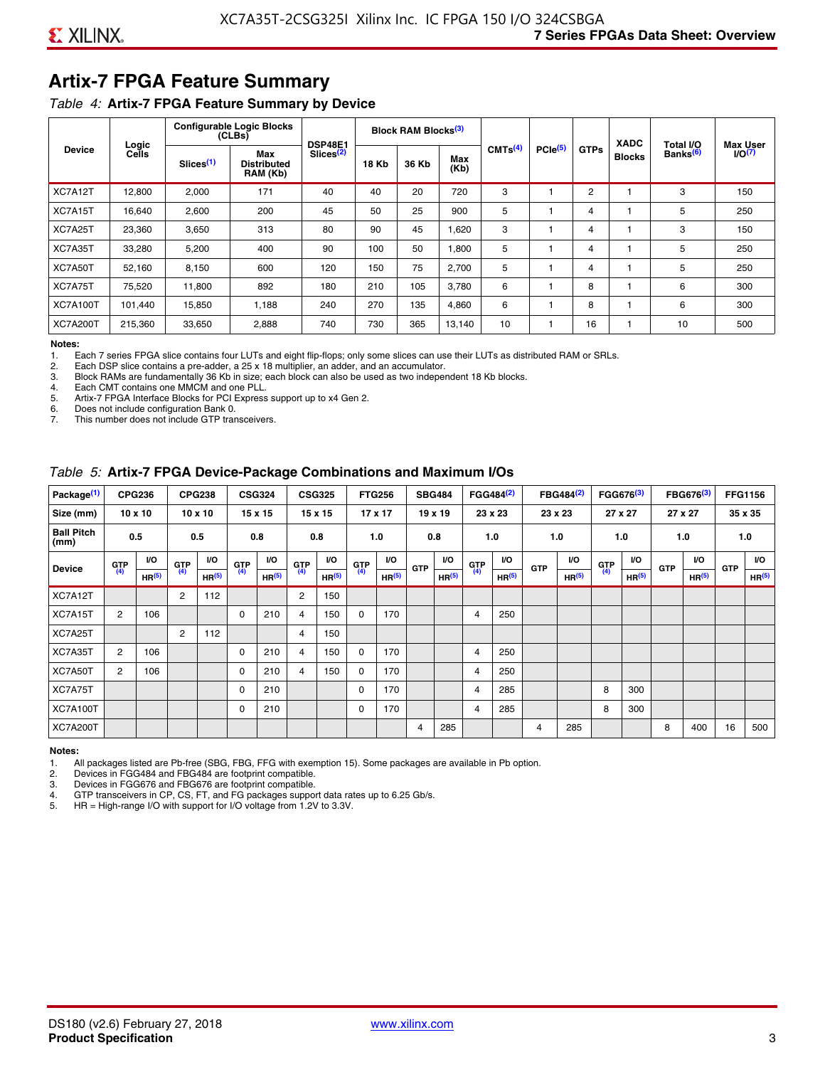## Artix-7 FPGA Feature Summary

*Table 4:* **Artix-7 FPGA Feature Summary by Device**

| Device | Logic Cells | Configurable Logic Blocks (CLBs) | | DSP48E1 Slices[2] | Block RAM Blocks[3] | | | CMTs[4] | PCIe[5] | GTPs | XADC Blocks | Total I/O Banks[6] | Max User I/O[7] |
|---|---|---|---|---|---|---|---|---|---|---|---|---|---|
| | | Slices[1] | Max Distributed RAM (Kb) | | 18 Kb | 36 Kb | Max (Kb) | | | | | | |
| XC7A12T | 12,800 | 2,000 | 171 | 40 | 40 | 20 | 720 | 3 | 1 | 2 | 1 | 3 | 150 |
| XC7A15T | 16,640 | 2,600 | 200 | 45 | 50 | 25 | 900 | 5 | 1 | 4 | 1 | 5 | 250 |
| XC7A25T | 23,360 | 3,650 | 313 | 80 | 90 | 45 | 1,620 | 3 | 1 | 4 | 1 | 3 | 150 |
| XC7A35T | 33,280 | 5,200 | 400 | 90 | 100 | 50 | 1,800 | 5 | 1 | 4 | 1 | 5 | 250 |
| XC7A50T | 52,160 | 8,150 | 600 | 120 | 150 | 75 | 2,700 | 5 | 1 | 4 | 1 | 5 | 250 |
| XC7A75T | 75,520 | 11,800 | 892 | 180 | 210 | 105 | 3,780 | 6 | 1 | 8 | 1 | 6 | 300 |
| XC7A100T | 101,440 | 15,850 | 1,188 | 240 | 270 | 135 | 4,860 | 6 | 1 | 8 | 1 | 6 | 300 |
| XC7A200T | 215,360 | 33,650 | 2,888 | 740 | 730 | 365 | 13,140 | 10 | 1 | 16 | 1 | 10 | 500 |

**Notes:**
1. Each 7 series FPGA slice contains four LUTs and eight flip-flops; only some slices can use their LUTs as distributed RAM or SRLs.
2. Each DSP slice contains a pre-adder, a 25 x 18 multiplier, an adder, and an accumulator.
3. Block RAMs are fundamentally 36 Kb in size; each block can also be used as two independent 18 Kb blocks.
4. Each CMT contains one MMCM and one PLL.
5. Artix-7 FPGA Interface Blocks for PCI Express support up to x4 Gen 2.
6. Does not include configuration Bank 0.
7. This number does not include GTP transceivers.

*Table 5:* **Artix-7 FPGA Device-Package Combinations and Maximum I/Os**

| Package[1] | CPG236 | | CPG238 | | CSG324 | | CSG325 | | FTG256 | | SBG484 | | FGG484[2] | | FBG484[2] | | FGG676[3] | | FBG676[3] | | FFG1156 | |
|---|---|---|---|---|---|---|---|---|---|---|---|---|---|---|---|---|---|---|---|---|---|---|
| Size (mm) | 10 x 10 | | 10 x 10 | | 15 x 15 | | 15 x 15 | | 17 x 17 | | 19 x 19 | | 23 x 23 | | 23 x 23 | | 27 x 27 | | 27 x 27 | | 35 x 35 | |
| Ball Pitch (mm) | 0.5 | | 0.5 | | 0.8 | | 0.8 | | 1.0 | | 0.8 | | 1.0 | | 1.0 | | 1.0 | | 1.0 | | 1.0 | |
| Device | GTP[4] | I/O HR[5] | GTP[4] | I/O HR[5] | GTP[4] | I/O HR[5] | GTP[4] | I/O HR[5] | GTP[4] | I/O HR[5] | GTP | I/O HR[5] | GTP[4] | I/O HR[5] | GTP | I/O HR[5] | GTP[4] | I/O HR[5] | GTP | I/O HR[5] | GTP | I/O HR[5] |
| XC7A12T | | | 2 | 112 | | | 2 | 150 | | | | | | | | | | | | | | |
| XC7A15T | 2 | 106 | | | 0 | 210 | 4 | 150 | 0 | 170 | | | 4 | 250 | | | | | | | | |
| XC7A25T | | | 2 | 112 | | | 4 | 150 | | | | | | | | | | | | | | |
| XC7A35T | 2 | 106 | | | 0 | 210 | 4 | 150 | 0 | 170 | | | 4 | 250 | | | | | | | | |
| XC7A50T | 2 | 106 | | | 0 | 210 | 4 | 150 | 0 | 170 | | | 4 | 250 | | | | | | | | |
| XC7A75T | | | | | 0 | 210 | | | 0 | 170 | | | 4 | 285 | | | 8 | 300 | | | | |
| XC7A100T | | | | | 0 | 210 | | | 0 | 170 | | | 4 | 285 | | | 8 | 300 | | | | |
| XC7A200T | | | | | | | | | | | 4 | 285 | | | 4 | 285 | | | 8 | 400 | 16 | 500 |

**Notes:**
1. All packages listed are Pb-free (SBG, FBG, FFG with exemption 15). Some packages are available in Pb option.
2. Devices in FGG484 and FBG484 are footprint compatible.
3. Devices in FGG676 and FBG676 are footprint compatible.
4. GTP transceivers in CP, CS, FT, and FG packages support data rates up to 6.25 Gb/s.
5. HR = High-range I/O with support for I/O voltage from 1.2V to 3.3V.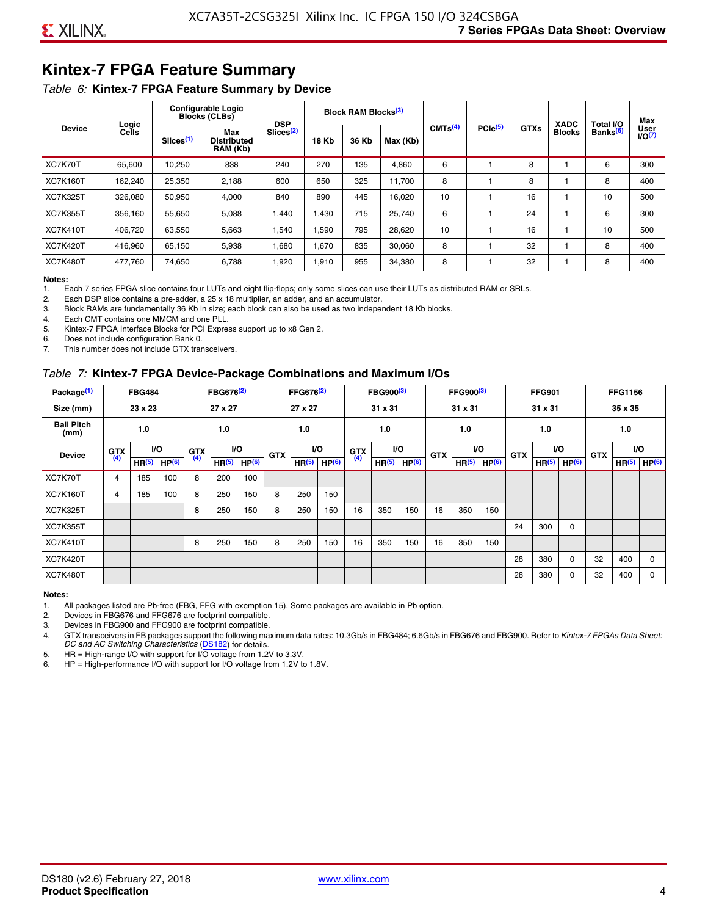# Kintex-7 FPGA Feature Summary

*Table 6:* **Kintex-7 FPGA Feature Summary by Device**

| Device | Logic Cells | Configurable Logic Blocks (CLBs) | | DSP Slices[2] | Block RAM Blocks[3] | | | CMTs[4] | PCIe[5] | GTXs | XADC Blocks | Total I/O Banks[6] | Max User I/O[7] |
|---|---|---|---|---|---|---|---|---|---|---|---|---|---|
| | | Slices[1] | Max Distributed RAM (Kb) | | 18 Kb | 36 Kb | Max (Kb) | | | | | | |
| XC7K70T | 65,600 | 10,250 | 838 | 240 | 270 | 135 | 4,860 | 6 | 1 | 8 | 1 | 6 | 300 |
| XC7K160T | 162,240 | 25,350 | 2,188 | 600 | 650 | 325 | 11,700 | 8 | 1 | 8 | 1 | 8 | 400 |
| XC7K325T | 326,080 | 50,950 | 4,000 | 840 | 890 | 445 | 16,020 | 10 | 1 | 16 | 1 | 10 | 500 |
| XC7K355T | 356,160 | 55,650 | 5,088 | 1,440 | 1,430 | 715 | 25,740 | 6 | 1 | 24 | 1 | 6 | 300 |
| XC7K410T | 406,720 | 63,550 | 5,663 | 1,540 | 1,590 | 795 | 28,620 | 10 | 1 | 16 | 1 | 10 | 500 |
| XC7K420T | 416,960 | 65,150 | 5,938 | 1,680 | 1,670 | 835 | 30,060 | 8 | 1 | 32 | 1 | 8 | 400 |
| XC7K480T | 477,760 | 74,650 | 6,788 | 1,920 | 1,910 | 955 | 34,380 | 8 | 1 | 32 | 1 | 8 | 400 |

**Notes:**
1. Each 7 series FPGA slice contains four LUTs and eight flip-flops; only some slices can use their LUTs as distributed RAM or SRLs.
2. Each DSP slice contains a pre-adder, a 25 x 18 multiplier, an adder, and an accumulator.
3. Block RAMs are fundamentally 36 Kb in size; each block can also be used as two independent 18 Kb blocks.
4. Each CMT contains one MMCM and one PLL.
5. Kintex-7 FPGA Interface Blocks for PCI Express support up to x8 Gen 2.
6. Does not include configuration Bank 0.
7. This number does not include GTX transceivers.

*Table 7:* **Kintex-7 FPGA Device-Package Combinations and Maximum I/Os**

| Package[1] | FBG484 | | | FBG676[2] | | | FFG676[2] | | | FBG900[3] | | | FFG900[3] | | | FFG901 | | | FFG1156 | | |
|---|---|---|---|---|---|---|---|---|---|---|---|---|---|---|---|---|---|---|---|---|---|
| Size (mm) | 23 x 23 | | | 27 x 27 | | | 27 x 27 | | | 31 x 31 | | | 31 x 31 | | | 31 x 31 | | | 35 x 35 | | |
| Ball Pitch (mm) | 1.0 | | | 1.0 | | | 1.0 | | | 1.0 | | | 1.0 | | | 1.0 | | | 1.0 | | |
| Device | GTX[4] | I/O | | GTX[4] | I/O | | GTX | I/O | | GTX[4] | I/O | | GTX | I/O | | GTX | I/O | | GTX | I/O | |
| | | HR[5] | HP[6] | | HR[5] | HP[6] | | HR[5] | HP[6] | | HR[5] | HP[6] | | HR[5] | HP[6] | | HR[5] | HP[6] | | HR[5] | HP[6] |
| XC7K70T | 4 | 185 | 100 | 8 | 200 | 100 | | | | | | | | | | | | | | | |
| XC7K160T | 4 | 185 | 100 | 8 | 250 | 150 | 8 | 250 | 150 | | | | | | | | | | | | |
| XC7K325T | | | | 8 | 250 | 150 | 8 | 250 | 150 | 16 | 350 | 150 | 16 | 350 | 150 | | | | | | |
| XC7K355T | | | | | | | | | | | | | | | | 24 | 300 | 0 | | | |
| XC7K410T | | | | 8 | 250 | 150 | 8 | 250 | 150 | 16 | 350 | 150 | 16 | 350 | 150 | | | | | | |
| XC7K420T | | | | | | | | | | | | | | | | 28 | 380 | 0 | 32 | 400 | 0 |
| XC7K480T | | | | | | | | | | | | | | | | 28 | 380 | 0 | 32 | 400 | 0 |

**Notes:**
1. All packages listed are Pb-free (FBG, FFG with exemption 15). Some packages are available in Pb option.
2. Devices in FBG676 and FFG676 are footprint compatible.
3. Devices in FBG900 and FFG900 are footprint compatible.
4. GTX transceivers in FB packages support the following maximum data rates: 10.3Gb/s in FBG484; 6.6Gb/s in FBG676 and FBG900. Refer to *Kintex-7 FPGAs Data Sheet: DC and AC Switching Characteristics* (DS182) for details.
5. HR = High-range I/O with support for I/O voltage from 1.2V to 3.3V.
6. HP = High-performance I/O with support for I/O voltage from 1.2V to 1.8V.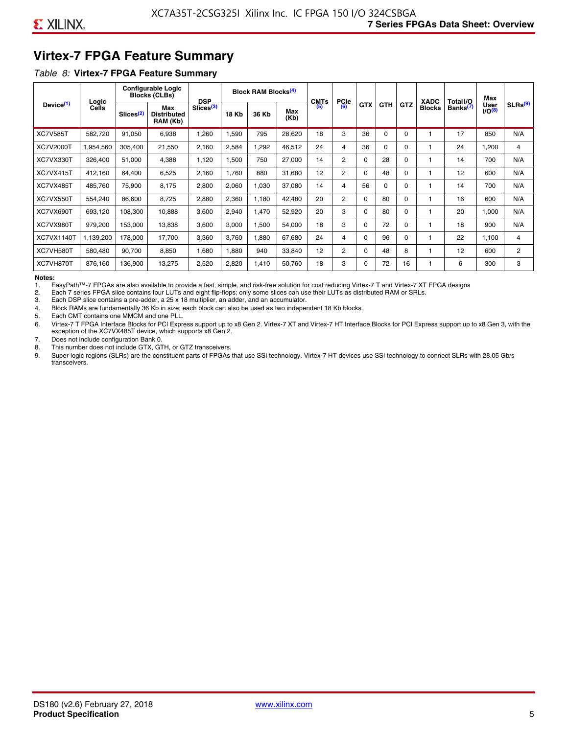## Virtex-7 FPGA Feature Summary

*Table 8:* **Virtex-7 FPGA Feature Summary**

| Device[(1)] | Logic Cells | Configurable Logic Blocks (CLBs) | | DSP Slices[(3)] | Block RAM Blocks[(4)] | | | CMTs [(5)] | PCIe [(6)] | GTX | GTH | GTZ | XADC Blocks | Total I/O Banks[(7)] | Max User I/O[(8)] | SLRs[(9)] |
|---|---|---|---|---|---|---|---|---|---|---|---|---|---|---|---|---|
| | | Slices[(2)] | Max Distributed RAM (Kb) | | 18 Kb | 36 Kb | Max (Kb) | | | | | | | | | |
| XC7V585T | 582,720 | 91,050 | 6,938 | 1,260 | 1,590 | 795 | 28,620 | 18 | 3 | 36 | 0 | 0 | 1 | 17 | 850 | N/A |
| XC7V2000T | 1,954,560 | 305,400 | 21,550 | 2,160 | 2,584 | 1,292 | 46,512 | 24 | 4 | 36 | 0 | 0 | 1 | 24 | 1,200 | 4 |
| XC7VX330T | 326,400 | 51,000 | 4,388 | 1,120 | 1,500 | 750 | 27,000 | 14 | 2 | 0 | 28 | 0 | 1 | 14 | 700 | N/A |
| XC7VX415T | 412,160 | 64,400 | 6,525 | 2,160 | 1,760 | 880 | 31,680 | 12 | 2 | 0 | 48 | 0 | 1 | 12 | 600 | N/A |
| XC7VX485T | 485,760 | 75,900 | 8,175 | 2,800 | 2,060 | 1,030 | 37,080 | 14 | 4 | 56 | 0 | 0 | 1 | 14 | 700 | N/A |
| XC7VX550T | 554,240 | 86,600 | 8,725 | 2,880 | 2,360 | 1,180 | 42,480 | 20 | 2 | 0 | 80 | 0 | 1 | 16 | 600 | N/A |
| XC7VX690T | 693,120 | 108,300 | 10,888 | 3,600 | 2,940 | 1,470 | 52,920 | 20 | 3 | 0 | 80 | 0 | 1 | 20 | 1,000 | N/A |
| XC7VX980T | 979,200 | 153,000 | 13,838 | 3,600 | 3,000 | 1,500 | 54,000 | 18 | 3 | 0 | 72 | 0 | 1 | 18 | 900 | N/A |
| XC7VX1140T | 1,139,200 | 178,000 | 17,700 | 3,360 | 3,760 | 1,880 | 67,680 | 24 | 4 | 0 | 96 | 0 | 1 | 22 | 1,100 | 4 |
| XC7VH580T | 580,480 | 90,700 | 8,850 | 1,680 | 1,880 | 940 | 33,840 | 12 | 2 | 0 | 48 | 8 | 1 | 12 | 600 | 2 |
| XC7VH870T | 876,160 | 136,900 | 13,275 | 2,520 | 2,820 | 1,410 | 50,760 | 18 | 3 | 0 | 72 | 16 | 1 | 6 | 300 | 3 |

**Notes:**

1. EasyPath™-7 FPGAs are also available to provide a fast, simple, and risk-free solution for cost reducing Virtex-7 T and Virtex-7 XT FPGA designs
2. Each 7 series FPGA slice contains four LUTs and eight flip-flops; only some slices can use their LUTs as distributed RAM or SRLs.
3. Each DSP slice contains a pre-adder, a 25 x 18 multiplier, an adder, and an accumulator.
4. Block RAMs are fundamentally 36 Kb in size; each block can also be used as two independent 18 Kb blocks.
5. Each CMT contains one MMCM and one PLL.
6. Virtex-7 T FPGA Interface Blocks for PCI Express support up to x8 Gen 2. Virtex-7 XT and Virtex-7 HT Interface Blocks for PCI Express support up to x8 Gen 3, with the exception of the XC7VX485T device, which supports x8 Gen 2.
7. Does not include configuration Bank 0.
8. This number does not include GTX, GTH, or GTZ transceivers.
9. Super logic regions (SLRs) are the constituent parts of FPGAs that use SSI technology. Virtex-7 HT devices use SSI technology to connect SLRs with 28.05 Gb/s transceivers.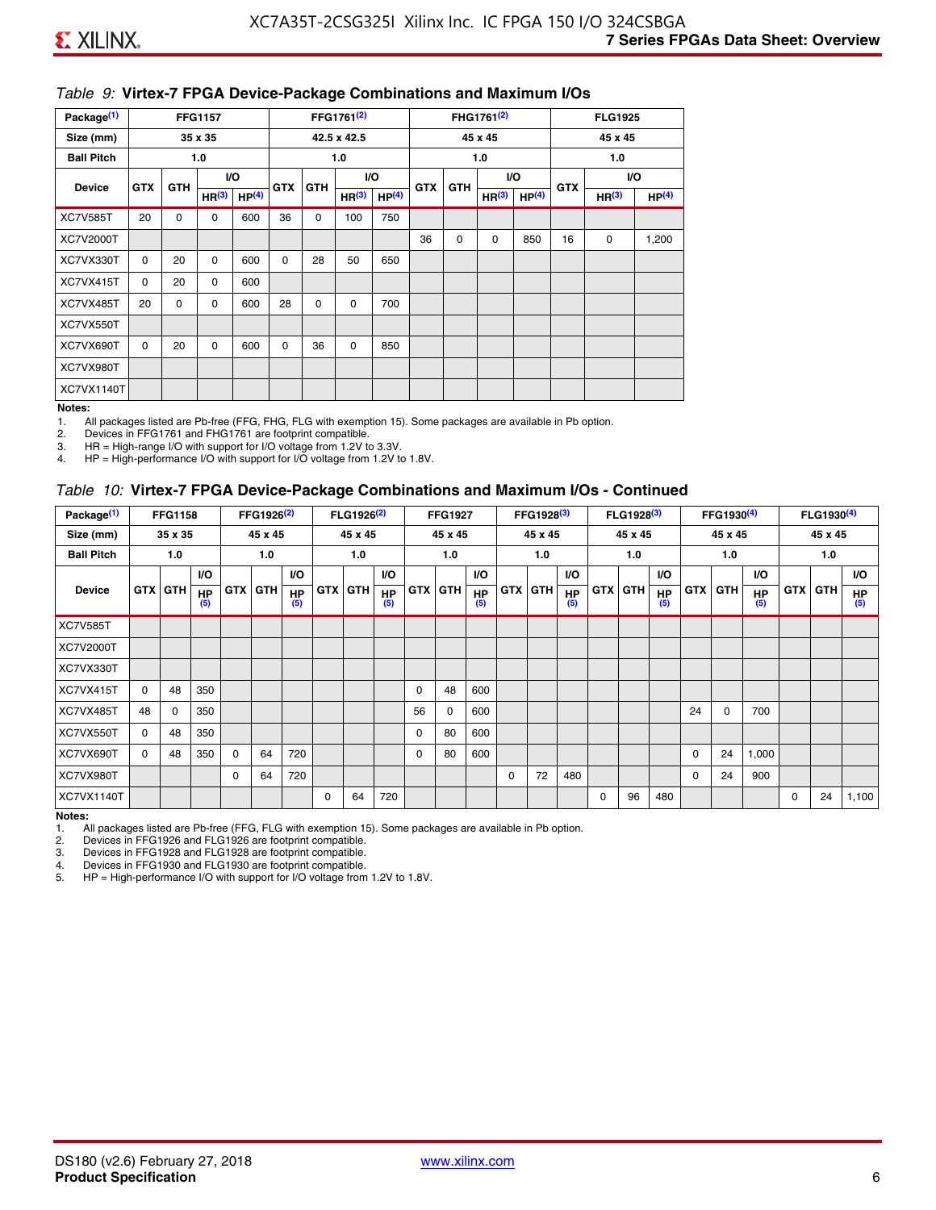*Table 9:* **Virtex-7 FPGA Device-Package Combinations and Maximum I/Os**

| Package[1] | FFG1157 | | | | FFG1761[2] | | | | FHG1761[2] | | | | FLG1925 | | |
|---|---|---|---|---|---|---|---|---|---|---|---|---|---|---|---|
| Size (mm) | 35 x 35 | | | | 42.5 x 42.5 | | | | 45 x 45 | | | | 45 x 45 | | |
| Ball Pitch | 1.0 | | | | 1.0 | | | | 1.0 | | | | 1.0 | | |
| Device | GTX | GTH | I/O | | GTX | GTH | I/O | | GTX | GTH | I/O | | GTX | I/O | |
| | | | HR[3] | HP[4] | | | HR[3] | HP[4] | | | HR[3] | HP[4] | | HR[3] | HP[4] |
| XC7V585T | 20 | 0 | 0 | 600 | 36 | 0 | 100 | 750 | | | | | | | |
| XC7V2000T | | | | | | | | | 36 | 0 | 0 | 850 | 16 | 0 | 1,200 |
| XC7VX330T | 0 | 20 | 0 | 600 | 0 | 28 | 50 | 650 | | | | | | | |
| XC7VX415T | 0 | 20 | 0 | 600 | | | | | | | | | | | |
| XC7VX485T | 20 | 0 | 0 | 600 | 28 | 0 | 0 | 700 | | | | | | | |
| XC7VX550T | | | | | | | | | | | | | | | |
| XC7VX690T | 0 | 20 | 0 | 600 | 0 | 36 | 0 | 850 | | | | | | | |
| XC7VX980T | | | | | | | | | | | | | | | |
| XC7VX1140T | | | | | | | | | | | | | | | |

**Notes:**

1. All packages listed are Pb-free (FFG, FHG, FLG with exemption 15). Some packages are available in Pb option.
2. Devices in FFG1761 and FHG1761 are footprint compatible.
3. HR = High-range I/O with support for I/O voltage from 1.2V to 3.3V.
4. HP = High-performance I/O with support for I/O voltage from 1.2V to 1.8V.

*Table 10:* **Virtex-7 FPGA Device-Package Combinations and Maximum I/Os - Continued**

| Package[1] | FFG1158 | | | FFG1926[2] | | | FLG1926[2] | | | FFG1927 | | | FFG1928[3] | | | FLG1928[3] | | | FFG1930[4] | | | FLG1930[4] | | |
|---|---|---|---|---|---|---|---|---|---|---|---|---|---|---|---|---|---|---|---|---|---|---|---|---|
| Size (mm) | 35 x 35 | | | 45 x 45 | | | 45 x 45 | | | 45 x 45 | | | 45 x 45 | | | 45 x 45 | | | 45 x 45 | | | 45 x 45 | | |
| Ball Pitch | 1.0 | | | 1.0 | | | 1.0 | | | 1.0 | | | 1.0 | | | 1.0 | | | 1.0 | | | 1.0 | | |
| Device | GTX | GTH | I/O | GTX | GTH | I/O | GTX | GTH | I/O | GTX | GTH | I/O | GTX | GTH | I/O | GTX | GTH | I/O | GTX | GTH | I/O | GTX | GTH | I/O |
| | | | HP[5] | | | HP[5] | | | HP[5] | | | HP[5] | | | HP[5] | | | HP[5] | | | HP[5] | | | HP[5] |
| XC7V585T | | | | | | | | | | | | | | | | | | | | | | | | |
| XC7V2000T | | | | | | | | | | | | | | | | | | | | | | | | |
| XC7VX330T | | | | | | | | | | | | | | | | | | | | | | | | |
| XC7VX415T | 0 | 48 | 350 | | | | | | | 0 | 48 | 600 | | | | | | | | | | | | |
| XC7VX485T | 48 | 0 | 350 | | | | | | | 56 | 0 | 600 | | | | | | | 24 | 0 | 700 | | | |
| XC7VX550T | 0 | 48 | 350 | | | | | | | 0 | 80 | 600 | | | | | | | | | | | | |
| XC7VX690T | 0 | 48 | 350 | 0 | 64 | 720 | | | | 0 | 80 | 600 | | | | | | | 0 | 24 | 1,000 | | | |
| XC7VX980T | | | | 0 | 64 | 720 | | | | | | | 0 | 72 | 480 | | | | 0 | 24 | 900 | | | |
| XC7VX1140T | | | | | | | 0 | 64 | 720 | | | | | | | 0 | 96 | 480 | | | | 0 | 24 | 1,100 |

**Notes:**

1. All packages listed are Pb-free (FFG, FLG with exemption 15). Some packages are available in Pb option.
2. Devices in FFG1926 and FLG1926 are footprint compatible.
3. Devices in FFG1928 and FLG1928 are footprint compatible.
4. Devices in FFG1930 and FLG1930 are footprint compatible.
5. HP = High-performance I/O with support for I/O voltage from 1.2V to 1.8V.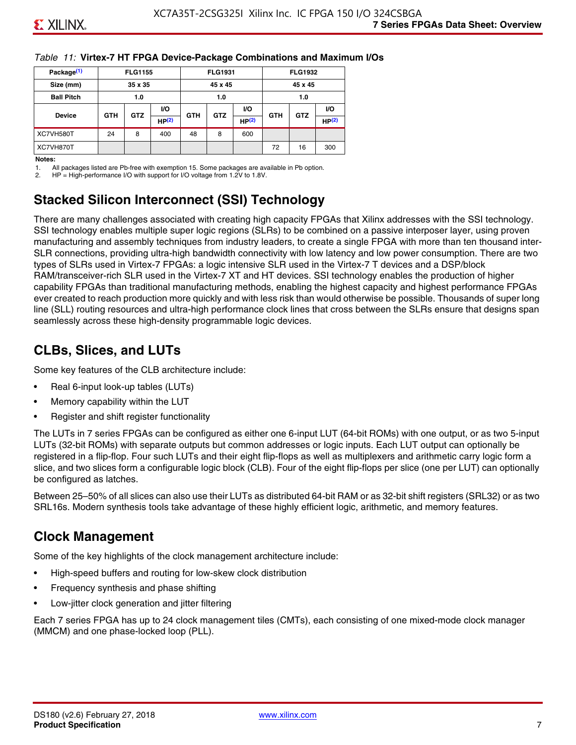Table 11: **Virtex-7 HT FPGA Device-Package Combinations and Maximum I/Os**

| Package[(1)] | FLG1155 | | | FLG1931 | | | FLG1932 | | |
|---|---|---|---|---|---|---|---|---|---|
| Size (mm) | 35 x 35 | | | 45 x 45 | | | 45 x 45 | | |
| Ball Pitch | 1.0 | | | 1.0 | | | 1.0 | | |
| Device | GTH | GTZ | I/O HP[(2)] | GTH | GTZ | I/O HP[(2)] | GTH | GTZ | I/O HP[(2)] |
| XC7VH580T | 24 | 8 | 400 | 48 | 8 | 600 | | | |
| XC7VH870T | | | | | | | 72 | 16 | 300 |

**Notes:**

1. All packages listed are Pb-free with exemption 15. Some packages are available in Pb option.
2. HP = High-performance I/O with support for I/O voltage from 1.2V to 1.8V.

## Stacked Silicon Interconnect (SSI) Technology

There are many challenges associated with creating high capacity FPGAs that Xilinx addresses with the SSI technology. SSI technology enables multiple super logic regions (SLRs) to be combined on a passive interposer layer, using proven manufacturing and assembly techniques from industry leaders, to create a single FPGA with more than ten thousand inter-SLR connections, providing ultra-high bandwidth connectivity with low latency and low power consumption. There are two types of SLRs used in Virtex-7 FPGAs: a logic intensive SLR used in the Virtex-7 T devices and a DSP/block RAM/transceiver-rich SLR used in the Virtex-7 XT and HT devices. SSI technology enables the production of higher capability FPGAs than traditional manufacturing methods, enabling the highest capacity and highest performance FPGAs ever created to reach production more quickly and with less risk than would otherwise be possible. Thousands of super long line (SLL) routing resources and ultra-high performance clock lines that cross between the SLRs ensure that designs span seamlessly across these high-density programmable logic devices.

## CLBs, Slices, and LUTs

Some key features of the CLB architecture include:

- Real 6-input look-up tables (LUTs)
- Memory capability within the LUT
- Register and shift register functionality

The LUTs in 7 series FPGAs can be configured as either one 6-input LUT (64-bit ROMs) with one output, or as two 5-input LUTs (32-bit ROMs) with separate outputs but common addresses or logic inputs. Each LUT output can optionally be registered in a flip-flop. Four such LUTs and their eight flip-flops as well as multiplexers and arithmetic carry logic form a slice, and two slices form a configurable logic block (CLB). Four of the eight flip-flops per slice (one per LUT) can optionally be configured as latches.

Between 25–50% of all slices can also use their LUTs as distributed 64-bit RAM or as 32-bit shift registers (SRL32) or as two SRL16s. Modern synthesis tools take advantage of these highly efficient logic, arithmetic, and memory features.

## Clock Management

Some of the key highlights of the clock management architecture include:

- High-speed buffers and routing for low-skew clock distribution
- Frequency synthesis and phase shifting
- Low-jitter clock generation and jitter filtering

Each 7 series FPGA has up to 24 clock management tiles (CMTs), each consisting of one mixed-mode clock manager (MMCM) and one phase-locked loop (PLL).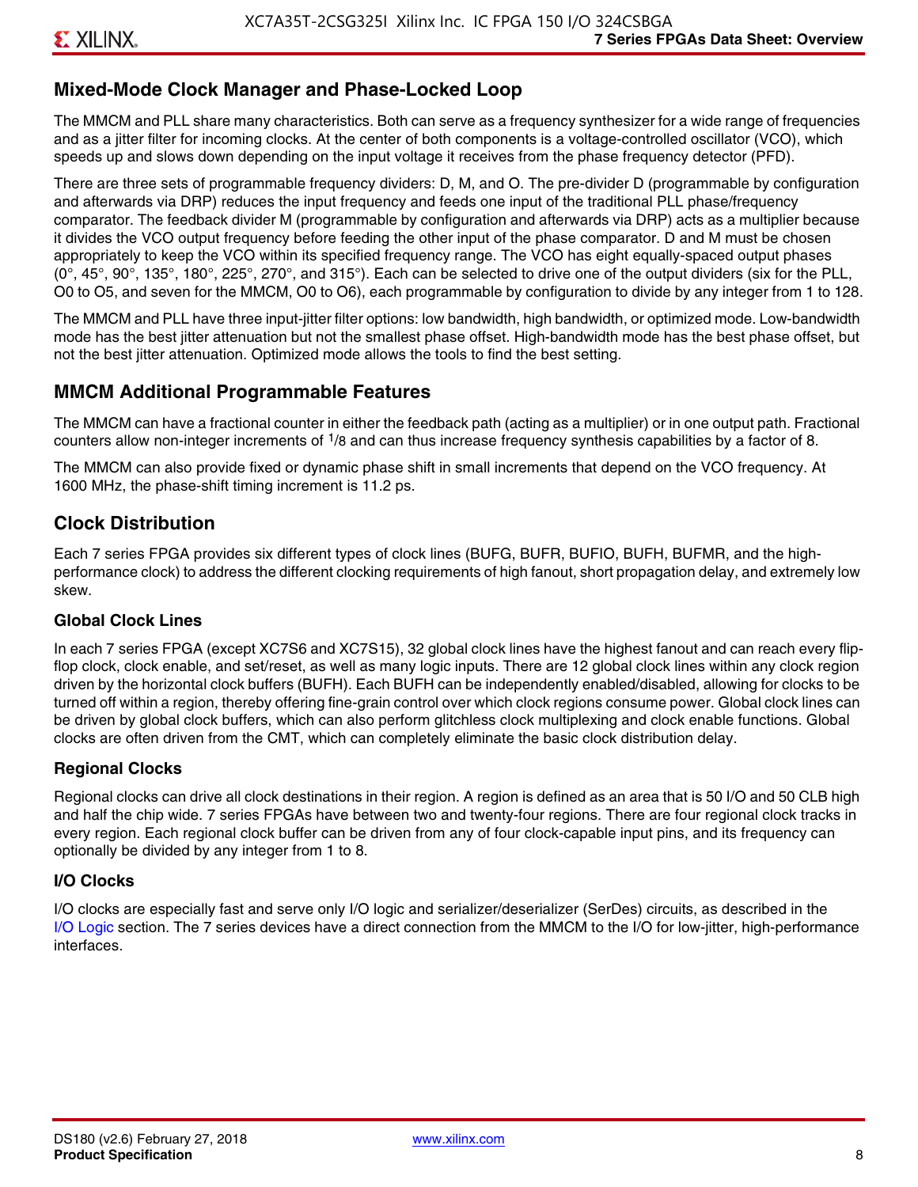## Mixed-Mode Clock Manager and Phase-Locked Loop

The MMCM and PLL share many characteristics. Both can serve as a frequency synthesizer for a wide range of frequencies and as a jitter filter for incoming clocks. At the center of both components is a voltage-controlled oscillator (VCO), which speeds up and slows down depending on the input voltage it receives from the phase frequency detector (PFD).

There are three sets of programmable frequency dividers: D, M, and O. The pre-divider D (programmable by configuration and afterwards via DRP) reduces the input frequency and feeds one input of the traditional PLL phase/frequency comparator. The feedback divider M (programmable by configuration and afterwards via DRP) acts as a multiplier because it divides the VCO output frequency before feeding the other input of the phase comparator. D and M must be chosen appropriately to keep the VCO within its specified frequency range. The VCO has eight equally-spaced output phases (0°, 45°, 90°, 135°, 180°, 225°, 270°, and 315°). Each can be selected to drive one of the output dividers (six for the PLL, O0 to O5, and seven for the MMCM, O0 to O6), each programmable by configuration to divide by any integer from 1 to 128.

The MMCM and PLL have three input-jitter filter options: low bandwidth, high bandwidth, or optimized mode. Low-bandwidth mode has the best jitter attenuation but not the smallest phase offset. High-bandwidth mode has the best phase offset, but not the best jitter attenuation. Optimized mode allows the tools to find the best setting.

## MMCM Additional Programmable Features

The MMCM can have a fractional counter in either the feedback path (acting as a multiplier) or in one output path. Fractional counters allow non-integer increments of $^1/_8$ and can thus increase frequency synthesis capabilities by a factor of 8.

The MMCM can also provide fixed or dynamic phase shift in small increments that depend on the VCO frequency. At 1600 MHz, the phase-shift timing increment is 11.2 ps.

## Clock Distribution

Each 7 series FPGA provides six different types of clock lines (BUFG, BUFR, BUFIO, BUFH, BUFMR, and the high-performance clock) to address the different clocking requirements of high fanout, short propagation delay, and extremely low skew.

### Global Clock Lines

In each 7 series FPGA (except XC7S6 and XC7S15), 32 global clock lines have the highest fanout and can reach every flip-flop clock, clock enable, and set/reset, as well as many logic inputs. There are 12 global clock lines within any clock region driven by the horizontal clock buffers (BUFH). Each BUFH can be independently enabled/disabled, allowing for clocks to be turned off within a region, thereby offering fine-grain control over which clock regions consume power. Global clock lines can be driven by global clock buffers, which can also perform glitchless clock multiplexing and clock enable functions. Global clocks are often driven from the CMT, which can completely eliminate the basic clock distribution delay.

### Regional Clocks

Regional clocks can drive all clock destinations in their region. A region is defined as an area that is 50 I/O and 50 CLB high and half the chip wide. 7 series FPGAs have between two and twenty-four regions. There are four regional clock tracks in every region. Each regional clock buffer can be driven from any of four clock-capable input pins, and its frequency can optionally be divided by any integer from 1 to 8.

### I/O Clocks

I/O clocks are especially fast and serve only I/O logic and serializer/deserializer (SerDes) circuits, as described in the I/O Logic section. The 7 series devices have a direct connection from the MMCM to the I/O for low-jitter, high-performance interfaces.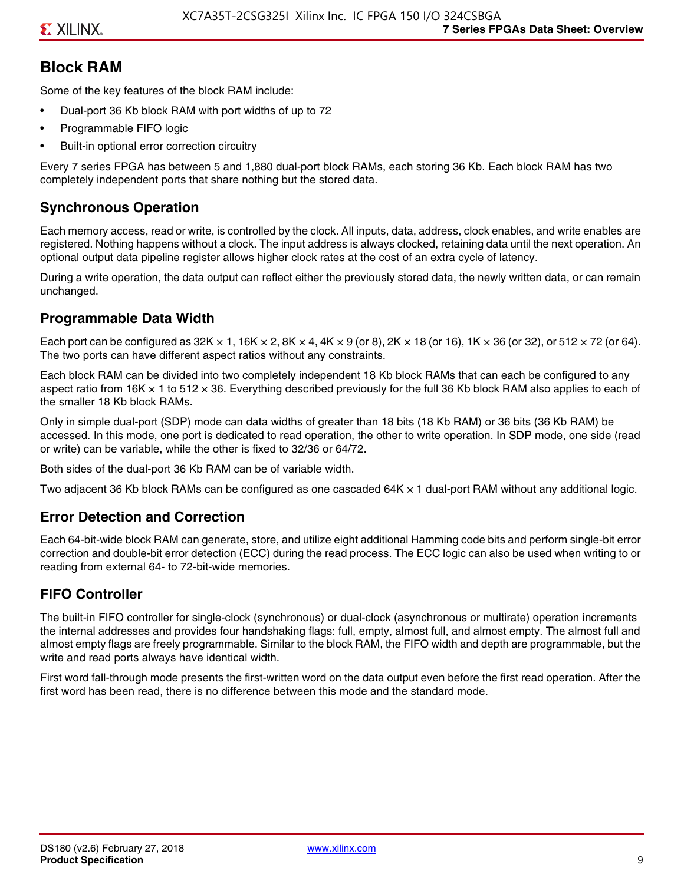## Block RAM

Some of the key features of the block RAM include:

- Dual-port 36 Kb block RAM with port widths of up to 72
- Programmable FIFO logic
- Built-in optional error correction circuitry

Every 7 series FPGA has between 5 and 1,880 dual-port block RAMs, each storing 36 Kb. Each block RAM has two completely independent ports that share nothing but the stored data.

### Synchronous Operation

Each memory access, read or write, is controlled by the clock. All inputs, data, address, clock enables, and write enables are registered. Nothing happens without a clock. The input address is always clocked, retaining data until the next operation. An optional output data pipeline register allows higher clock rates at the cost of an extra cycle of latency.

During a write operation, the data output can reflect either the previously stored data, the newly written data, or can remain unchanged.

### Programmable Data Width

Each port can be configured as 32K × 1, 16K × 2, 8K × 4, 4K × 9 (or 8), 2K × 18 (or 16), 1K × 36 (or 32), or 512 × 72 (or 64). The two ports can have different aspect ratios without any constraints.

Each block RAM can be divided into two completely independent 18 Kb block RAMs that can each be configured to any aspect ratio from 16K × 1 to 512 × 36. Everything described previously for the full 36 Kb block RAM also applies to each of the smaller 18 Kb block RAMs.

Only in simple dual-port (SDP) mode can data widths of greater than 18 bits (18 Kb RAM) or 36 bits (36 Kb RAM) be accessed. In this mode, one port is dedicated to read operation, the other to write operation. In SDP mode, one side (read or write) can be variable, while the other is fixed to 32/36 or 64/72.

Both sides of the dual-port 36 Kb RAM can be of variable width.

Two adjacent 36 Kb block RAMs can be configured as one cascaded 64K × 1 dual-port RAM without any additional logic.

### Error Detection and Correction

Each 64-bit-wide block RAM can generate, store, and utilize eight additional Hamming code bits and perform single-bit error correction and double-bit error detection (ECC) during the read process. The ECC logic can also be used when writing to or reading from external 64- to 72-bit-wide memories.

### FIFO Controller

The built-in FIFO controller for single-clock (synchronous) or dual-clock (asynchronous or multirate) operation increments the internal addresses and provides four handshaking flags: full, empty, almost full, and almost empty. The almost full and almost empty flags are freely programmable. Similar to the block RAM, the FIFO width and depth are programmable, but the write and read ports always have identical width.

First word fall-through mode presents the first-written word on the data output even before the first read operation. After the first word has been read, there is no difference between this mode and the standard mode.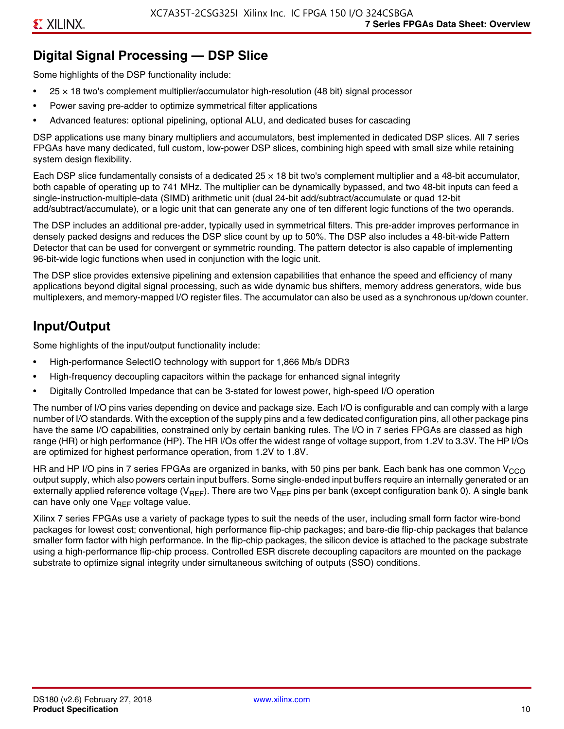## Digital Signal Processing — DSP Slice

Some highlights of the DSP functionality include:

- 25 × 18 two's complement multiplier/accumulator high-resolution (48 bit) signal processor
- Power saving pre-adder to optimize symmetrical filter applications
- Advanced features: optional pipelining, optional ALU, and dedicated buses for cascading

DSP applications use many binary multipliers and accumulators, best implemented in dedicated DSP slices. All 7 series FPGAs have many dedicated, full custom, low-power DSP slices, combining high speed with small size while retaining system design flexibility.

Each DSP slice fundamentally consists of a dedicated 25 × 18 bit two's complement multiplier and a 48-bit accumulator, both capable of operating up to 741 MHz. The multiplier can be dynamically bypassed, and two 48-bit inputs can feed a single-instruction-multiple-data (SIMD) arithmetic unit (dual 24-bit add/subtract/accumulate or quad 12-bit add/subtract/accumulate), or a logic unit that can generate any one of ten different logic functions of the two operands.

The DSP includes an additional pre-adder, typically used in symmetrical filters. This pre-adder improves performance in densely packed designs and reduces the DSP slice count by up to 50%. The DSP also includes a 48-bit-wide Pattern Detector that can be used for convergent or symmetric rounding. The pattern detector is also capable of implementing 96-bit-wide logic functions when used in conjunction with the logic unit.

The DSP slice provides extensive pipelining and extension capabilities that enhance the speed and efficiency of many applications beyond digital signal processing, such as wide dynamic bus shifters, memory address generators, wide bus multiplexers, and memory-mapped I/O register files. The accumulator can also be used as a synchronous up/down counter.

## Input/Output

Some highlights of the input/output functionality include:

- High-performance SelectIO technology with support for 1,866 Mb/s DDR3
- High-frequency decoupling capacitors within the package for enhanced signal integrity
- Digitally Controlled Impedance that can be 3-stated for lowest power, high-speed I/O operation

The number of I/O pins varies depending on device and package size. Each I/O is configurable and can comply with a large number of I/O standards. With the exception of the supply pins and a few dedicated configuration pins, all other package pins have the same I/O capabilities, constrained only by certain banking rules. The I/O in 7 series FPGAs are classed as high range (HR) or high performance (HP). The HR I/Os offer the widest range of voltage support, from 1.2V to 3.3V. The HP I/Os are optimized for highest performance operation, from 1.2V to 1.8V.

HR and HP I/O pins in 7 series FPGAs are organized in banks, with 50 pins per bank. Each bank has one common $V_{CCO}$ output supply, which also powers certain input buffers. Some single-ended input buffers require an internally generated or an externally applied reference voltage ($V_{REF}$). There are two $V_{REF}$ pins per bank (except configuration bank 0). A single bank can have only one $V_{REF}$ voltage value.

Xilinx 7 series FPGAs use a variety of package types to suit the needs of the user, including small form factor wire-bond packages for lowest cost; conventional, high performance flip-chip packages; and bare-die flip-chip packages that balance smaller form factor with high performance. In the flip-chip packages, the silicon device is attached to the package substrate using a high-performance flip-chip process. Controlled ESR discrete decoupling capacitors are mounted on the package substrate to optimize signal integrity under simultaneous switching of outputs (SSO) conditions.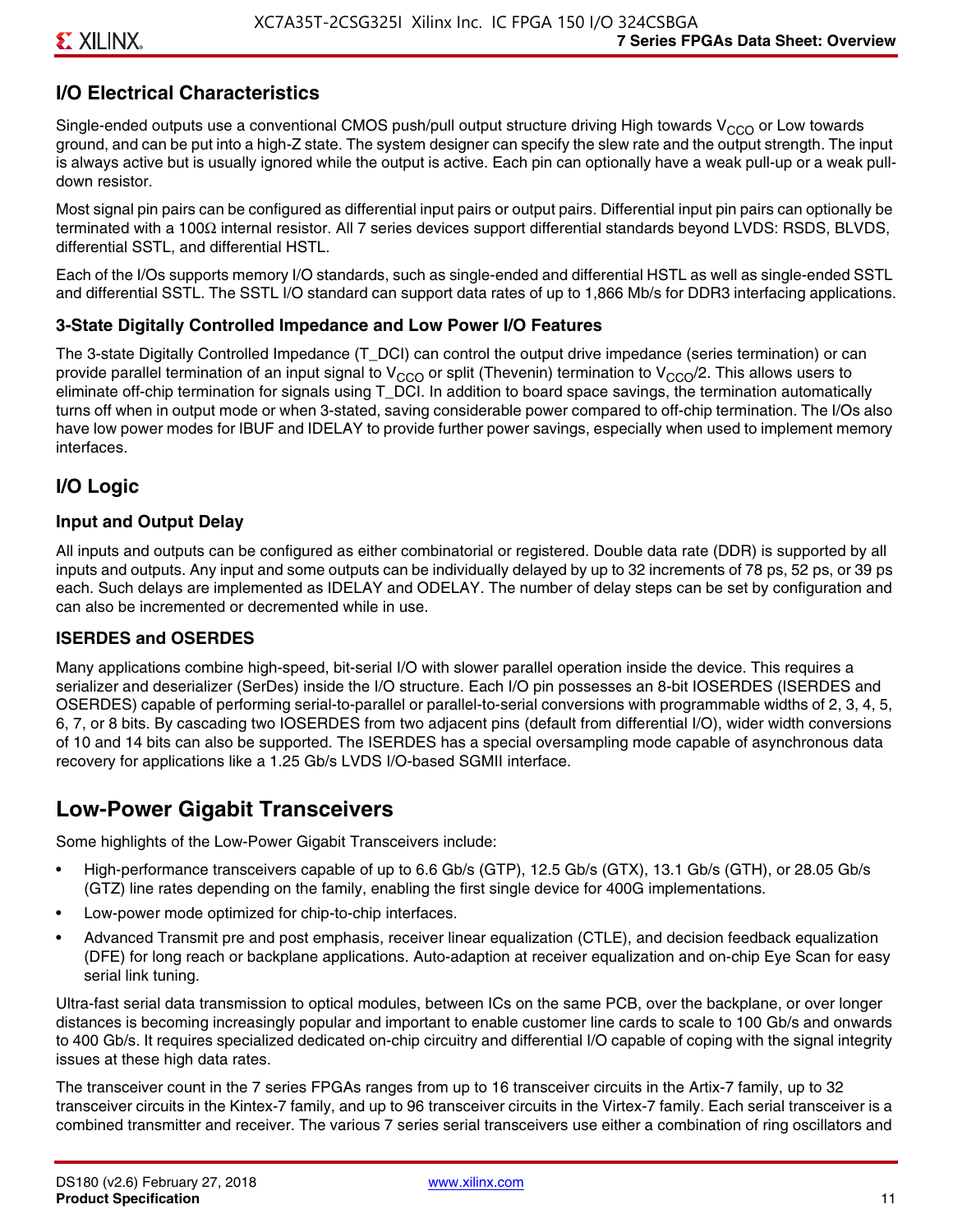## I/O Electrical Characteristics

Single-ended outputs use a conventional CMOS push/pull output structure driving High towards $V_{CCO}$ or Low towards ground, and can be put into a high-Z state. The system designer can specify the slew rate and the output strength. The input is always active but is usually ignored while the output is active. Each pin can optionally have a weak pull-up or a weak pull-down resistor.

Most signal pin pairs can be configured as differential input pairs or output pairs. Differential input pin pairs can optionally be terminated with a 100Ω internal resistor. All 7 series devices support differential standards beyond LVDS: RSDS, BLVDS, differential SSTL, and differential HSTL.

Each of the I/Os supports memory I/O standards, such as single-ended and differential HSTL as well as single-ended SSTL and differential SSTL. The SSTL I/O standard can support data rates of up to 1,866 Mb/s for DDR3 interfacing applications.

### 3-State Digitally Controlled Impedance and Low Power I/O Features

The 3-state Digitally Controlled Impedance (T_DCI) can control the output drive impedance (series termination) or can provide parallel termination of an input signal to $V_{CCO}$ or split (Thevenin) termination to $V_{CCO}/2$. This allows users to eliminate off-chip termination for signals using T_DCI. In addition to board space savings, the termination automatically turns off when in output mode or when 3-stated, saving considerable power compared to off-chip termination. The I/Os also have low power modes for IBUF and IDELAY to provide further power savings, especially when used to implement memory interfaces.

## I/O Logic

### Input and Output Delay

All inputs and outputs can be configured as either combinatorial or registered. Double data rate (DDR) is supported by all inputs and outputs. Any input and some outputs can be individually delayed by up to 32 increments of 78 ps, 52 ps, or 39 ps each. Such delays are implemented as IDELAY and ODELAY. The number of delay steps can be set by configuration and can also be incremented or decremented while in use.

### ISERDES and OSERDES

Many applications combine high-speed, bit-serial I/O with slower parallel operation inside the device. This requires a serializer and deserializer (SerDes) inside the I/O structure. Each I/O pin possesses an 8-bit IOSERDES (ISERDES and OSERDES) capable of performing serial-to-parallel or parallel-to-serial conversions with programmable widths of 2, 3, 4, 5, 6, 7, or 8 bits. By cascading two IOSERDES from two adjacent pins (default from differential I/O), wider width conversions of 10 and 14 bits can also be supported. The ISERDES has a special oversampling mode capable of asynchronous data recovery for applications like a 1.25 Gb/s LVDS I/O-based SGMII interface.

# Low-Power Gigabit Transceivers

Some highlights of the Low-Power Gigabit Transceivers include:

- High-performance transceivers capable of up to 6.6 Gb/s (GTP), 12.5 Gb/s (GTX), 13.1 Gb/s (GTH), or 28.05 Gb/s (GTZ) line rates depending on the family, enabling the first single device for 400G implementations.
- Low-power mode optimized for chip-to-chip interfaces.
- Advanced Transmit pre and post emphasis, receiver linear equalization (CTLE), and decision feedback equalization (DFE) for long reach or backplane applications. Auto-adaption at receiver equalization and on-chip Eye Scan for easy serial link tuning.

Ultra-fast serial data transmission to optical modules, between ICs on the same PCB, over the backplane, or over longer distances is becoming increasingly popular and important to enable customer line cards to scale to 100 Gb/s and onwards to 400 Gb/s. It requires specialized dedicated on-chip circuitry and differential I/O capable of coping with the signal integrity issues at these high data rates.

The transceiver count in the 7 series FPGAs ranges from up to 16 transceiver circuits in the Artix-7 family, up to 32 transceiver circuits in the Kintex-7 family, and up to 96 transceiver circuits in the Virtex-7 family. Each serial transceiver is a combined transmitter and receiver. The various 7 series serial transceivers use either a combination of ring oscillators and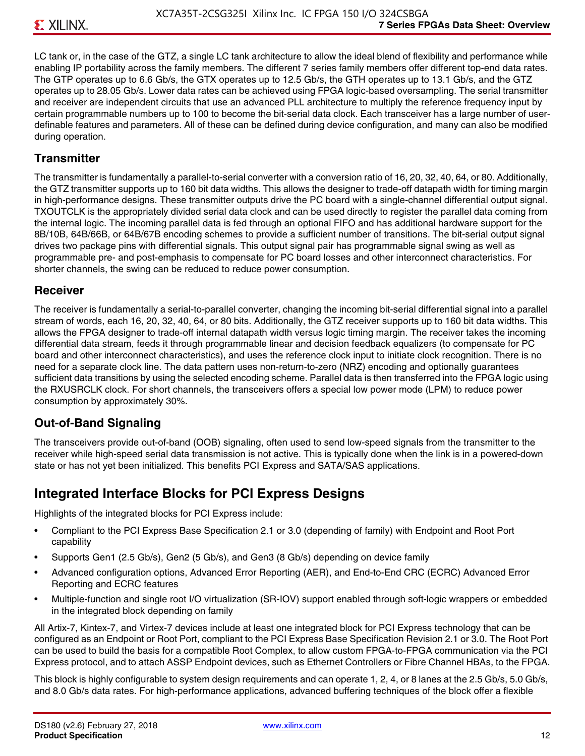LC tank or, in the case of the GTZ, a single LC tank architecture to allow the ideal blend of flexibility and performance while enabling IP portability across the family members. The different 7 series family members offer different top-end data rates. The GTP operates up to 6.6 Gb/s, the GTX operates up to 12.5 Gb/s, the GTH operates up to 13.1 Gb/s, and the GTZ operates up to 28.05 Gb/s. Lower data rates can be achieved using FPGA logic-based oversampling. The serial transmitter and receiver are independent circuits that use an advanced PLL architecture to multiply the reference frequency input by certain programmable numbers up to 100 to become the bit-serial data clock. Each transceiver has a large number of user-definable features and parameters. All of these can be defined during device configuration, and many can also be modified during operation.

### Transmitter

The transmitter is fundamentally a parallel-to-serial converter with a conversion ratio of 16, 20, 32, 40, 64, or 80. Additionally, the GTZ transmitter supports up to 160 bit data widths. This allows the designer to trade-off datapath width for timing margin in high-performance designs. These transmitter outputs drive the PC board with a single-channel differential output signal. TXOUTCLK is the appropriately divided serial data clock and can be used directly to register the parallel data coming from the internal logic. The incoming parallel data is fed through an optional FIFO and has additional hardware support for the 8B/10B, 64B/66B, or 64B/67B encoding schemes to provide a sufficient number of transitions. The bit-serial output signal drives two package pins with differential signals. This output signal pair has programmable signal swing as well as programmable pre- and post-emphasis to compensate for PC board losses and other interconnect characteristics. For shorter channels, the swing can be reduced to reduce power consumption.

### Receiver

The receiver is fundamentally a serial-to-parallel converter, changing the incoming bit-serial differential signal into a parallel stream of words, each 16, 20, 32, 40, 64, or 80 bits. Additionally, the GTZ receiver supports up to 160 bit data widths. This allows the FPGA designer to trade-off internal datapath width versus logic timing margin. The receiver takes the incoming differential data stream, feeds it through programmable linear and decision feedback equalizers (to compensate for PC board and other interconnect characteristics), and uses the reference clock input to initiate clock recognition. There is no need for a separate clock line. The data pattern uses non-return-to-zero (NRZ) encoding and optionally guarantees sufficient data transitions by using the selected encoding scheme. Parallel data is then transferred into the FPGA logic using the RXUSRCLK clock. For short channels, the transceivers offers a special low power mode (LPM) to reduce power consumption by approximately 30%.

### Out-of-Band Signaling

The transceivers provide out-of-band (OOB) signaling, often used to send low-speed signals from the transmitter to the receiver while high-speed serial data transmission is not active. This is typically done when the link is in a powered-down state or has not yet been initialized. This benefits PCI Express and SATA/SAS applications.

## Integrated Interface Blocks for PCI Express Designs

Highlights of the integrated blocks for PCI Express include:

- Compliant to the PCI Express Base Specification 2.1 or 3.0 (depending of family) with Endpoint and Root Port capability
- Supports Gen1 (2.5 Gb/s), Gen2 (5 Gb/s), and Gen3 (8 Gb/s) depending on device family
- Advanced configuration options, Advanced Error Reporting (AER), and End-to-End CRC (ECRC) Advanced Error Reporting and ECRC features
- Multiple-function and single root I/O virtualization (SR-IOV) support enabled through soft-logic wrappers or embedded in the integrated block depending on family

All Artix-7, Kintex-7, and Virtex-7 devices include at least one integrated block for PCI Express technology that can be configured as an Endpoint or Root Port, compliant to the PCI Express Base Specification Revision 2.1 or 3.0. The Root Port can be used to build the basis for a compatible Root Complex, to allow custom FPGA-to-FPGA communication via the PCI Express protocol, and to attach ASSP Endpoint devices, such as Ethernet Controllers or Fibre Channel HBAs, to the FPGA.

This block is highly configurable to system design requirements and can operate 1, 2, 4, or 8 lanes at the 2.5 Gb/s, 5.0 Gb/s, and 8.0 Gb/s data rates. For high-performance applications, advanced buffering techniques of the block offer a flexible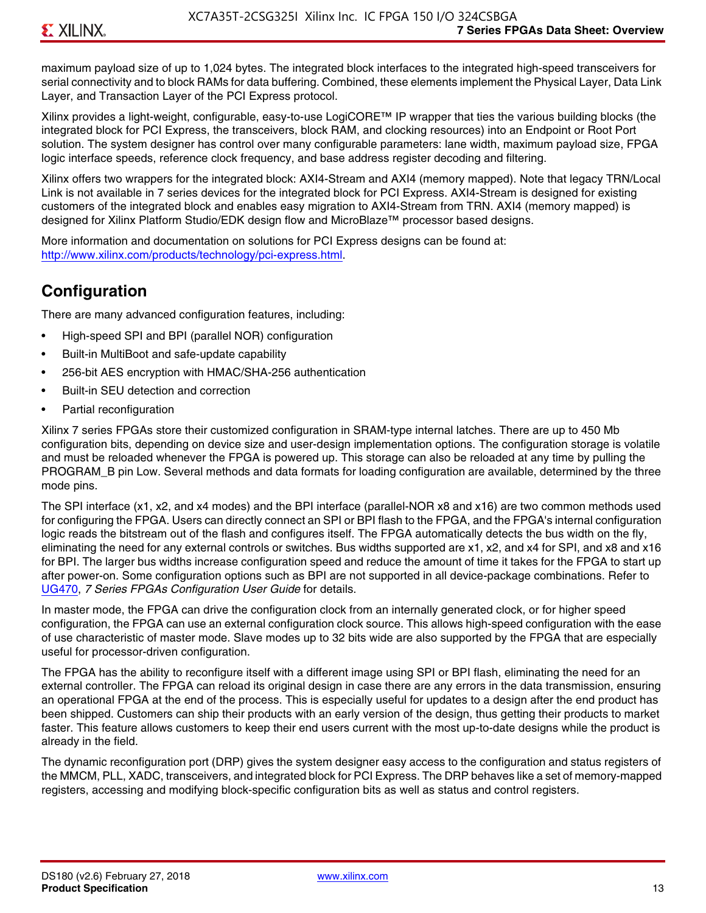maximum payload size of up to 1,024 bytes. The integrated block interfaces to the integrated high-speed transceivers for serial connectivity and to block RAMs for data buffering. Combined, these elements implement the Physical Layer, Data Link Layer, and Transaction Layer of the PCI Express protocol.

Xilinx provides a light-weight, configurable, easy-to-use LogiCORE™ IP wrapper that ties the various building blocks (the integrated block for PCI Express, the transceivers, block RAM, and clocking resources) into an Endpoint or Root Port solution. The system designer has control over many configurable parameters: lane width, maximum payload size, FPGA logic interface speeds, reference clock frequency, and base address register decoding and filtering.

Xilinx offers two wrappers for the integrated block: AXI4-Stream and AXI4 (memory mapped). Note that legacy TRN/Local Link is not available in 7 series devices for the integrated block for PCI Express. AXI4-Stream is designed for existing customers of the integrated block and enables easy migration to AXI4-Stream from TRN. AXI4 (memory mapped) is designed for Xilinx Platform Studio/EDK design flow and MicroBlaze™ processor based designs.

More information and documentation on solutions for PCI Express designs can be found at: http://www.xilinx.com/products/technology/pci-express.html.

## Configuration

There are many advanced configuration features, including:

- High-speed SPI and BPI (parallel NOR) configuration
- Built-in MultiBoot and safe-update capability
- 256-bit AES encryption with HMAC/SHA-256 authentication
- Built-in SEU detection and correction
- Partial reconfiguration

Xilinx 7 series FPGAs store their customized configuration in SRAM-type internal latches. There are up to 450 Mb configuration bits, depending on device size and user-design implementation options. The configuration storage is volatile and must be reloaded whenever the FPGA is powered up. This storage can also be reloaded at any time by pulling the PROGRAM_B pin Low. Several methods and data formats for loading configuration are available, determined by the three mode pins.

The SPI interface (x1, x2, and x4 modes) and the BPI interface (parallel-NOR x8 and x16) are two common methods used for configuring the FPGA. Users can directly connect an SPI or BPI flash to the FPGA, and the FPGA's internal configuration logic reads the bitstream out of the flash and configures itself. The FPGA automatically detects the bus width on the fly, eliminating the need for any external controls or switches. Bus widths supported are x1, x2, and x4 for SPI, and x8 and x16 for BPI. The larger bus widths increase configuration speed and reduce the amount of time it takes for the FPGA to start up after power-on. Some configuration options such as BPI are not supported in all device-package combinations. Refer to UG470, *7 Series FPGAs Configuration User Guide* for details.

In master mode, the FPGA can drive the configuration clock from an internally generated clock, or for higher speed configuration, the FPGA can use an external configuration clock source. This allows high-speed configuration with the ease of use characteristic of master mode. Slave modes up to 32 bits wide are also supported by the FPGA that are especially useful for processor-driven configuration.

The FPGA has the ability to reconfigure itself with a different image using SPI or BPI flash, eliminating the need for an external controller. The FPGA can reload its original design in case there are any errors in the data transmission, ensuring an operational FPGA at the end of the process. This is especially useful for updates to a design after the end product has been shipped. Customers can ship their products with an early version of the design, thus getting their products to market faster. This feature allows customers to keep their end users current with the most up-to-date designs while the product is already in the field.

The dynamic reconfiguration port (DRP) gives the system designer easy access to the configuration and status registers of the MMCM, PLL, XADC, transceivers, and integrated block for PCI Express. The DRP behaves like a set of memory-mapped registers, accessing and modifying block-specific configuration bits as well as status and control registers.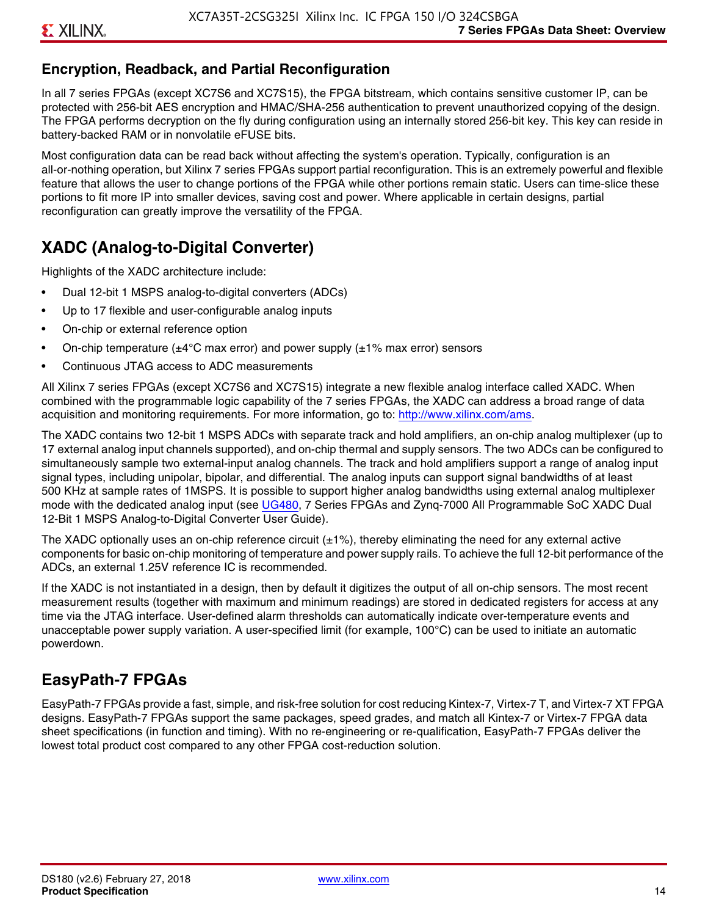## Encryption, Readback, and Partial Reconfiguration

In all 7 series FPGAs (except XC7S6 and XC7S15), the FPGA bitstream, which contains sensitive customer IP, can be protected with 256-bit AES encryption and HMAC/SHA-256 authentication to prevent unauthorized copying of the design. The FPGA performs decryption on the fly during configuration using an internally stored 256-bit key. This key can reside in battery-backed RAM or in nonvolatile eFUSE bits.

Most configuration data can be read back without affecting the system's operation. Typically, configuration is an all-or-nothing operation, but Xilinx 7 series FPGAs support partial reconfiguration. This is an extremely powerful and flexible feature that allows the user to change portions of the FPGA while other portions remain static. Users can time-slice these portions to fit more IP into smaller devices, saving cost and power. Where applicable in certain designs, partial reconfiguration can greatly improve the versatility of the FPGA.

## XADC (Analog-to-Digital Converter)

Highlights of the XADC architecture include:

- Dual 12-bit 1 MSPS analog-to-digital converters (ADCs)
- Up to 17 flexible and user-configurable analog inputs
- On-chip or external reference option
- On-chip temperature (±4°C max error) and power supply (±1% max error) sensors
- Continuous JTAG access to ADC measurements

All Xilinx 7 series FPGAs (except XC7S6 and XC7S15) integrate a new flexible analog interface called XADC. When combined with the programmable logic capability of the 7 series FPGAs, the XADC can address a broad range of data acquisition and monitoring requirements. For more information, go to: http://www.xilinx.com/ams.

The XADC contains two 12-bit 1 MSPS ADCs with separate track and hold amplifiers, an on-chip analog multiplexer (up to 17 external analog input channels supported), and on-chip thermal and supply sensors. The two ADCs can be configured to simultaneously sample two external-input analog channels. The track and hold amplifiers support a range of analog input signal types, including unipolar, bipolar, and differential. The analog inputs can support signal bandwidths of at least 500 KHz at sample rates of 1MSPS. It is possible to support higher analog bandwidths using external analog multiplexer mode with the dedicated analog input (see UG480, 7 Series FPGAs and Zynq-7000 All Programmable SoC XADC Dual 12-Bit 1 MSPS Analog-to-Digital Converter User Guide).

The XADC optionally uses an on-chip reference circuit (±1%), thereby eliminating the need for any external active components for basic on-chip monitoring of temperature and power supply rails. To achieve the full 12-bit performance of the ADCs, an external 1.25V reference IC is recommended.

If the XADC is not instantiated in a design, then by default it digitizes the output of all on-chip sensors. The most recent measurement results (together with maximum and minimum readings) are stored in dedicated registers for access at any time via the JTAG interface. User-defined alarm thresholds can automatically indicate over-temperature events and unacceptable power supply variation. A user-specified limit (for example, 100°C) can be used to initiate an automatic powerdown.

## EasyPath-7 FPGAs

EasyPath-7 FPGAs provide a fast, simple, and risk-free solution for cost reducing Kintex-7, Virtex-7 T, and Virtex-7 XT FPGA designs. EasyPath-7 FPGAs support the same packages, speed grades, and match all Kintex-7 or Virtex-7 FPGA data sheet specifications (in function and timing). With no re-engineering or re-qualification, EasyPath-7 FPGAs deliver the lowest total product cost compared to any other FPGA cost-reduction solution.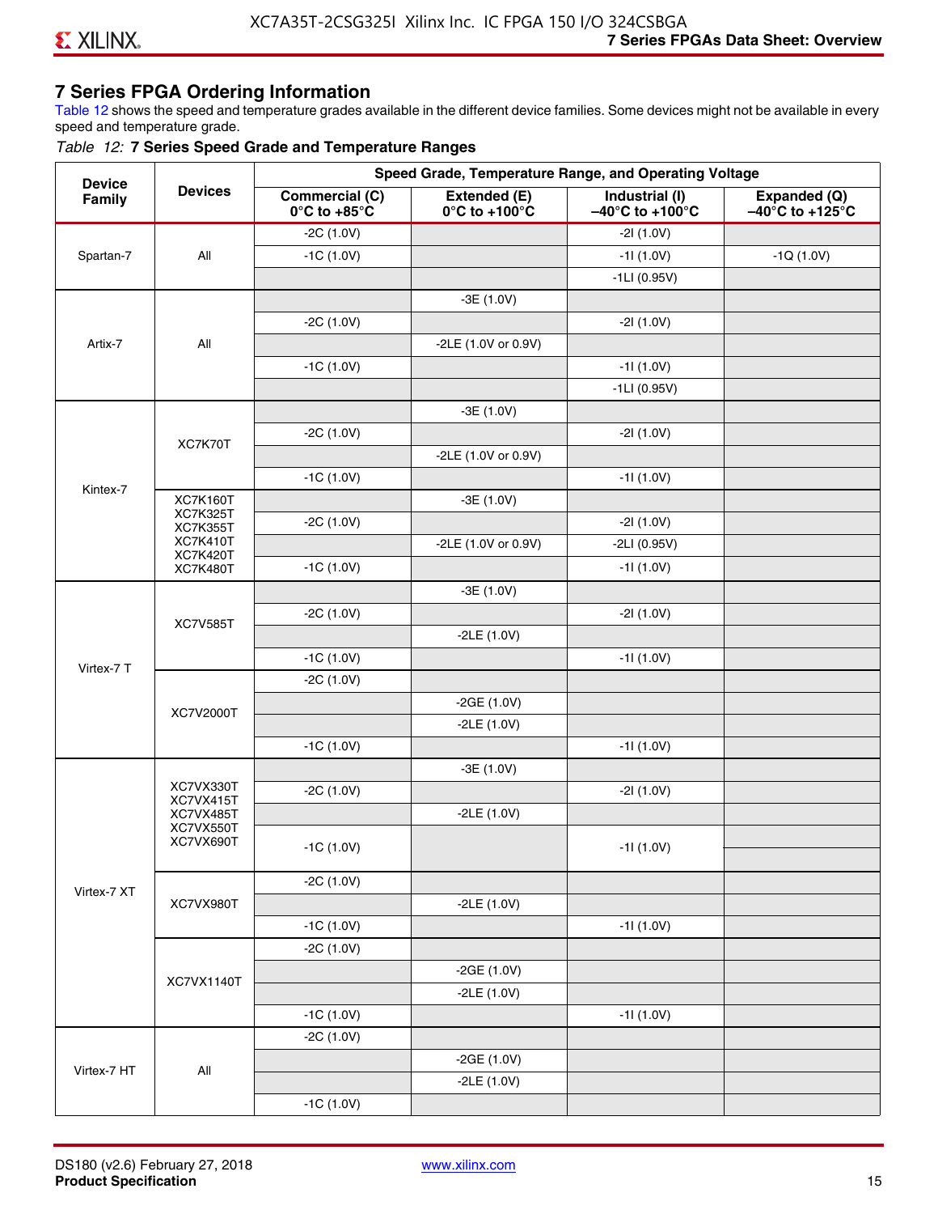## 7 Series FPGA Ordering Information

Table 12 shows the speed and temperature grades available in the different device families. Some devices might not be available in every speed and temperature grade.

*Table 12:* **7 Series Speed Grade and Temperature Ranges**

| Device Family | Devices | Speed Grade, Temperature Range, and Operating Voltage | | | |
|---|---|---|---|---|---|
| | | Commercial (C) 0°C to +85°C | Extended (E) 0°C to +100°C | Industrial (I) –40°C to +100°C | Expanded (Q) –40°C to +125°C |
| Spartan-7 | All | -2C (1.0V) | | -2I (1.0V) | |
| | | -1C (1.0V) | | -1I (1.0V) | -1Q (1.0V) |
| | | | | -1LI (0.95V) | |
| Artix-7 | All | | -3E (1.0V) | | |
| | | -2C (1.0V) | | -2I (1.0V) | |
| | | | -2LE (1.0V or 0.9V) | | |
| | | -1C (1.0V) | | -1I (1.0V) | |
| | | | | -1LI (0.95V) | |
| Kintex-7 | XC7K70T | | -3E (1.0V) | | |
| | | -2C (1.0V) | | -2I (1.0V) | |
| | | | -2LE (1.0V or 0.9V) | | |
| | | -1C (1.0V) | | -1I (1.0V) | |
| | XC7K160T XC7K325T XC7K355T XC7K410T XC7K420T XC7K480T | | -3E (1.0V) | | |
| | | -2C (1.0V) | | -2I (1.0V) | |
| | | | -2LE (1.0V or 0.9V) | -2LI (0.95V) | |
| | | -1C (1.0V) | | -1I (1.0V) | |
| Virtex-7 T | XC7V585T | | -3E (1.0V) | | |
| | | -2C (1.0V) | | -2I (1.0V) | |
| | | | -2LE (1.0V) | | |
| | | -1C (1.0V) | | -1I (1.0V) | |
| | XC7V2000T | -2C (1.0V) | | | |
| | | | -2GE (1.0V) | | |
| | | | -2LE (1.0V) | | |
| | | -1C (1.0V) | | -1I (1.0V) | |
| Virtex-7 XT | XC7VX330T XC7VX415T XC7VX485T XC7VX550T XC7VX690T | | -3E (1.0V) | | |
| | | -2C (1.0V) | | -2I (1.0V) | |
| | | | -2LE (1.0V) | | |
| | | -1C (1.0V) | | -1I (1.0V) | |
| | XC7VX980T | -2C (1.0V) | | | |
| | | | -2LE (1.0V) | | |
| | | -1C (1.0V) | | -1I (1.0V) | |
| | XC7VX1140T | -2C (1.0V) | | | |
| | | | -2GE (1.0V) | | |
| | | | -2LE (1.0V) | | |
| | | -1C (1.0V) | | -1I (1.0V) | |
| Virtex-7 HT | All | -2C (1.0V) | | | |
| | | | -2GE (1.0V) | | |
| | | | -2LE (1.0V) | | |
| | | -1C (1.0V) | | | |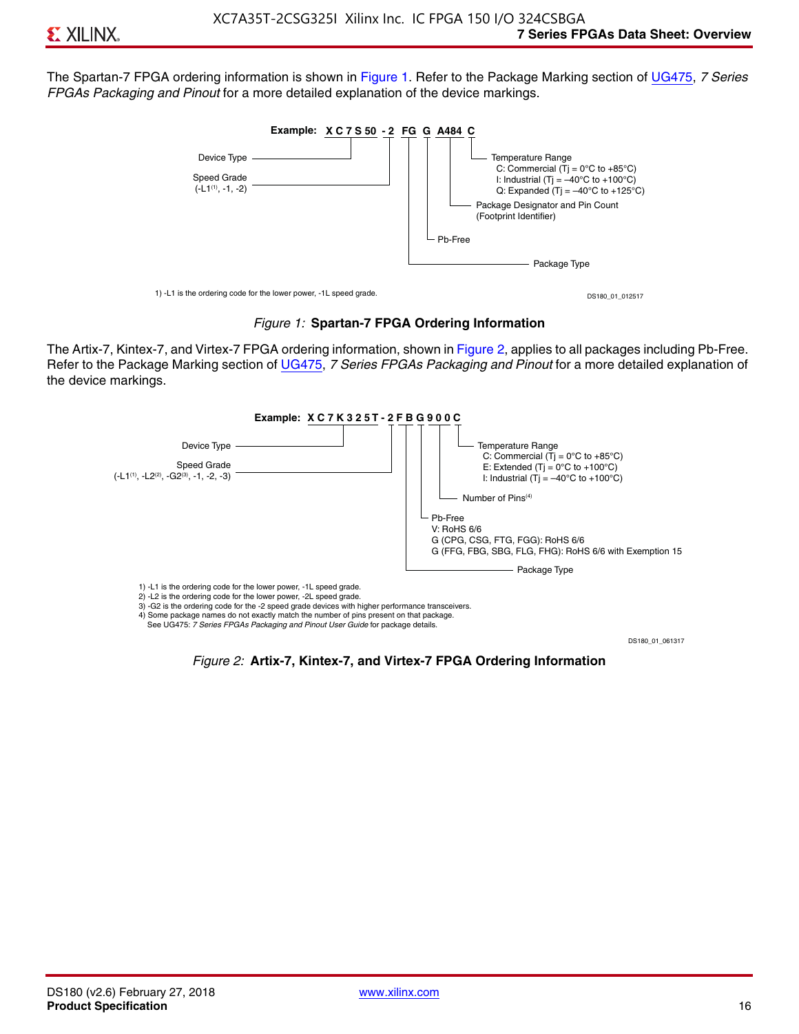The Spartan-7 FPGA ordering information is shown in Figure 1. Refer to the Package Marking section of UG475, *7 Series FPGAs Packaging and Pinout* for a more detailed explanation of the device markings.

Example: **XC7S50 -2 FG G A484 C**

- Device Type: XC7S50
- Speed Grade (-L1(1), -1, -2)
- Package Type: FG
- Pb-Free: G
- Package Designator and Pin Count (Footprint Identifier): A484
- Temperature Range
  - C: Commercial (Tj = 0°C to +85°C)
  - I: Industrial (Tj = –40°C to +100°C)
  - Q: Expanded (Tj = –40°C to +125°C)

1) -L1 is the ordering code for the lower power, -1L speed grade.

DS180_01_012517

*Figure 1:* **Spartan-7 FPGA Ordering Information**

The Artix-7, Kintex-7, and Virtex-7 FPGA ordering information, shown in Figure 2, applies to all packages including Pb-Free. Refer to the Package Marking section of UG475, *7 Series FPGAs Packaging and Pinout* for a more detailed explanation of the device markings.

Example: **XC7K325T-2FBG900C**

- Device Type: XC7K325T
- Speed Grade (-L1(1), -L2(2), -G2(3), -1, -2, -3)
- Package Type: FB
- Pb-Free: G
  - V: RoHS 6/6
  - G (CPG, CSG, FTG, FGG): RoHS 6/6
  - G (FFG, FBG, SBG, FLG, FHG): RoHS 6/6 with Exemption 15
- Number of Pins(4): 900
- Temperature Range
  - C: Commercial (Tj = 0°C to +85°C)
  - E: Extended (Tj = 0°C to +100°C)
  - I: Industrial (Tj = –40°C to +100°C)

1) -L1 is the ordering code for the lower power, -1L speed grade.
2) -L2 is the ordering code for the lower power, -2L speed grade.
3) -G2 is the ordering code for the -2 speed grade devices with higher performance transceivers.
4) Some package names do not exactly match the number of pins present on that package. See UG475: *7 Series FPGAs Packaging and Pinout User Guide* for package details.

DS180_01_061317

*Figure 2:* **Artix-7, Kintex-7, and Virtex-7 FPGA Ordering Information**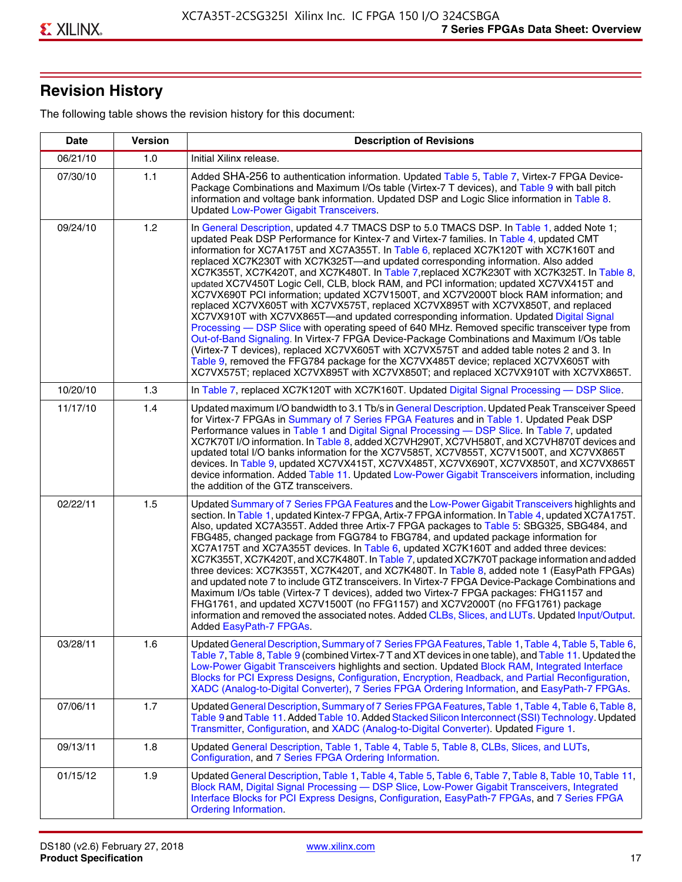## Revision History

The following table shows the revision history for this document:

| Date | Version | Description of Revisions |
|---|---|---|
| 06/21/10 | 1.0 | Initial Xilinx release. |
| 07/30/10 | 1.1 | Added SHA-256 to authentication information. Updated Table 5, Table 7, Virtex-7 FPGA Device-Package Combinations and Maximum I/Os table (Virtex-7 T devices), and Table 9 with ball pitch information and voltage bank information. Updated DSP and Logic Slice information in Table 8. Updated Low-Power Gigabit Transceivers. |
| 09/24/10 | 1.2 | In General Description, updated 4.7 TMACS DSP to 5.0 TMACS DSP. In Table 1, added Note 1; updated Peak DSP Performance for Kintex-7 and Virtex-7 families. In Table 4, updated CMT information for XC7A175T and XC7A355T. In Table 6, replaced XC7K120T with XC7K160T and replaced XC7K230T with XC7K325T—and updated corresponding information. Also added XC7K355T, XC7K420T, and XC7K480T. In Table 7,replaced XC7K230T with XC7K325T. In Table 8, updated XC7V450T Logic Cell, CLB, block RAM, and PCI information; updated XC7VX415T and XC7VX690T PCI information; updated XC7V1500T, and XC7V2000T block RAM information; and replaced XC7VX605T with XC7VX575T, replaced XC7VX895T with XC7VX850T, and replaced XC7VX910T with XC7VX865T—and updated corresponding information. Updated Digital Signal Processing — DSP Slice with operating speed of 640 MHz. Removed specific transceiver type from Out-of-Band Signaling. In Virtex-7 FPGA Device-Package Combinations and Maximum I/Os table (Virtex-7 T devices), replaced XC7VX605T with XC7VX575T and added table notes 2 and 3. In Table 9, removed the FFG784 package for the XC7VX485T device; replaced XC7VX605T with XC7VX575T; replaced XC7VX895T with XC7VX850T; and replaced XC7VX910T with XC7VX865T. |
| 10/20/10 | 1.3 | In Table 7, replaced XC7K120T with XC7K160T. Updated Digital Signal Processing — DSP Slice. |
| 11/17/10 | 1.4 | Updated maximum I/O bandwidth to 3.1 Tb/s in General Description. Updated Peak Transceiver Speed for Virtex-7 FPGAs in Summary of 7 Series FPGA Features and in Table 1. Updated Peak DSP Performance values in Table 1 and Digital Signal Processing — DSP Slice. In Table 7, updated XC7K70T I/O information. In Table 8, added XC7VH290T, XC7VH580T, and XC7VH870T devices and updated total I/O banks information for the XC7V585T, XC7V855T, XC7V1500T, and XC7VX865T devices. In Table 9, updated XC7VX415T, XC7VX485T, XC7VX690T, XC7VX850T, and XC7VX865T device information. Added Table 11. Updated Low-Power Gigabit Transceivers information, including the addition of the GTZ transceivers. |
| 02/22/11 | 1.5 | Updated Summary of 7 Series FPGA Features and the Low-Power Gigabit Transceivers highlights and section. In Table 1, updated Kintex-7 FPGA, Artix-7 FPGA information. In Table 4, updated XC7A175T. Also, updated XC7A355T. Added three Artix-7 FPGA packages to Table 5: SBG325, SBG484, and FBG485, changed package from FGG784 to FBG784, and updated package information for XC7A175T and XC7A355T devices. In Table 6, updated XC7K160T and added three devices: XC7K355T, XC7K420T, and XC7K480T. In Table 7, updated XC7K70T package information and added three devices: XC7K355T, XC7K420T, and XC7K480T. In Table 8, added note 1 (EasyPath FPGAs) and updated note 7 to include GTZ transceivers. In Virtex-7 FPGA Device-Package Combinations and Maximum I/Os table (Virtex-7 T devices), added two Virtex-7 FPGA packages: FHG1157 and FHG1761, and updated XC7V1500T (no FFG1157) and XC7V2000T (no FFG1761) package information and removed the associated notes. Added CLBs, Slices, and LUTs. Updated Input/Output. Added EasyPath-7 FPGAs. |
| 03/28/11 | 1.6 | Updated General Description, Summary of 7 Series FPGA Features, Table 1, Table 4, Table 5, Table 6, Table 7, Table 8, Table 9 (combined Virtex-7 T and XT devices in one table), and Table 11. Updated the Low-Power Gigabit Transceivers highlights and section. Updated Block RAM, Integrated Interface Blocks for PCI Express Designs, Configuration, Encryption, Readback, and Partial Reconfiguration, XADC (Analog-to-Digital Converter), 7 Series FPGA Ordering Information, and EasyPath-7 FPGAs. |
| 07/06/11 | 1.7 | Updated General Description, Summary of 7 Series FPGA Features, Table 1, Table 4, Table 6, Table 8, Table 9 and Table 11. Added Table 10. Added Stacked Silicon Interconnect (SSI) Technology. Updated Transmitter, Configuration, and XADC (Analog-to-Digital Converter). Updated Figure 1. |
| 09/13/11 | 1.8 | Updated General Description, Table 1, Table 4, Table 5, Table 8, CLBs, Slices, and LUTs, Configuration, and 7 Series FPGA Ordering Information. |
| 01/15/12 | 1.9 | Updated General Description, Table 1, Table 4, Table 5, Table 6, Table 7, Table 8, Table 10, Table 11, Block RAM, Digital Signal Processing — DSP Slice, Low-Power Gigabit Transceivers, Integrated Interface Blocks for PCI Express Designs, Configuration, EasyPath-7 FPGAs, and 7 Series FPGA Ordering Information. |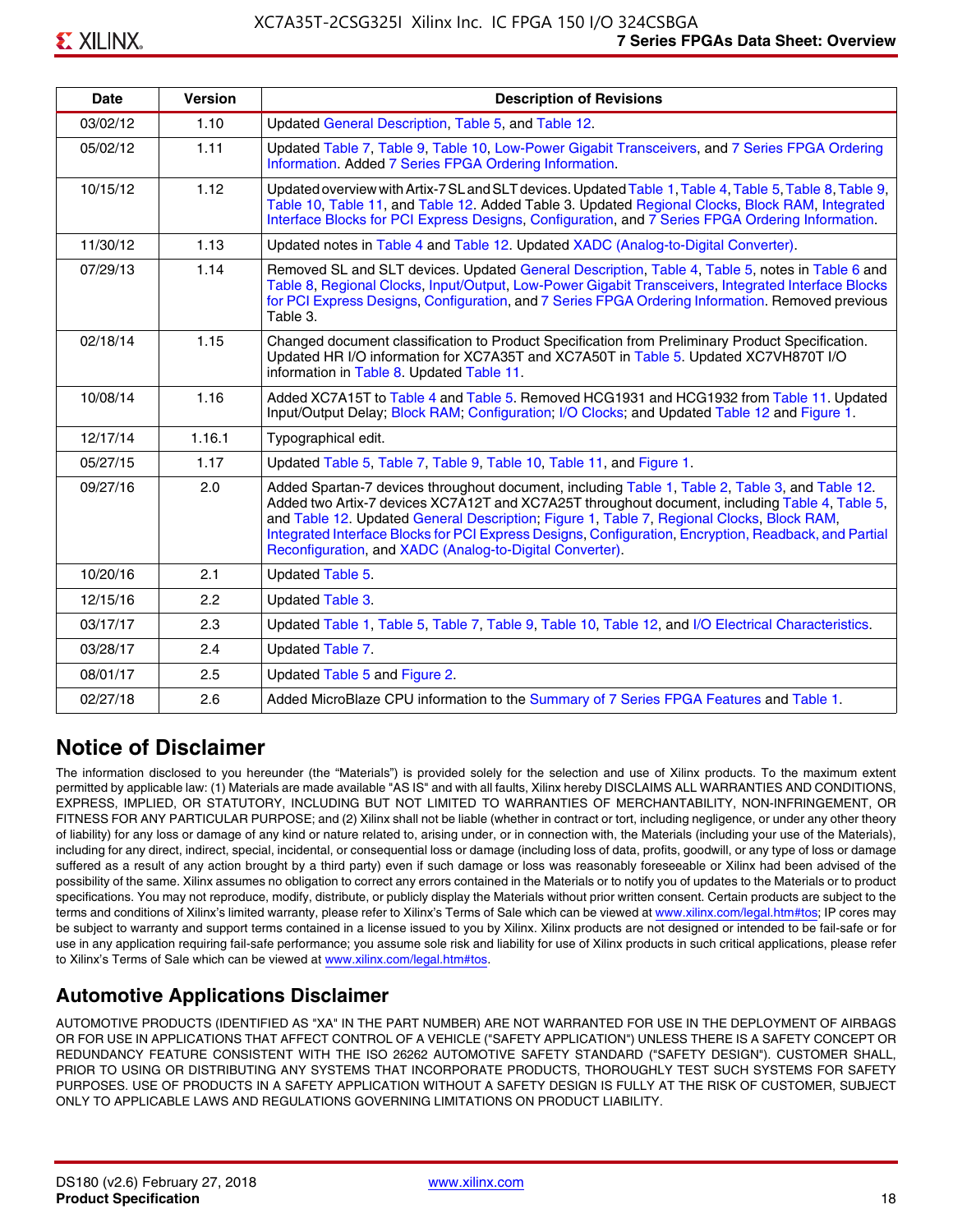| Date | Version | Description of Revisions |
|---|---|---|
| 03/02/12 | 1.10 | Updated General Description, Table 5, and Table 12. |
| 05/02/12 | 1.11 | Updated Table 7, Table 9, Table 10, Low-Power Gigabit Transceivers, and 7 Series FPGA Ordering Information. Added 7 Series FPGA Ordering Information. |
| 10/15/12 | 1.12 | Updated overview with Artix-7 SL and SLT devices. Updated Table 1, Table 4, Table 5, Table 8, Table 9, Table 10, Table 11, and Table 12. Added Table 3. Updated Regional Clocks, Block RAM, Integrated Interface Blocks for PCI Express Designs, Configuration, and 7 Series FPGA Ordering Information. |
| 11/30/12 | 1.13 | Updated notes in Table 4 and Table 12. Updated XADC (Analog-to-Digital Converter). |
| 07/29/13 | 1.14 | Removed SL and SLT devices. Updated General Description, Table 4, Table 5, notes in Table 6 and Table 8, Regional Clocks, Input/Output, Low-Power Gigabit Transceivers, Integrated Interface Blocks for PCI Express Designs, Configuration, and 7 Series FPGA Ordering Information. Removed previous Table 3. |
| 02/18/14 | 1.15 | Changed document classification to Product Specification from Preliminary Product Specification. Updated HR I/O information for XC7A35T and XC7A50T in Table 5. Updated XC7VH870T I/O information in Table 8. Updated Table 11. |
| 10/08/14 | 1.16 | Added XC7A15T to Table 4 and Table 5. Removed HCG1931 and HCG1932 from Table 11. Updated Input/Output Delay; Block RAM; Configuration; I/O Clocks; and Updated Table 12 and Figure 1. |
| 12/17/14 | 1.16.1 | Typographical edit. |
| 05/27/15 | 1.17 | Updated Table 5, Table 7, Table 9, Table 10, Table 11, and Figure 1. |
| 09/27/16 | 2.0 | Added Spartan-7 devices throughout document, including Table 1, Table 2, Table 3, and Table 12. Added two Artix-7 devices XC7A12T and XC7A25T throughout document, including Table 4, Table 5, and Table 12. Updated General Description; Figure 1, Table 7, Regional Clocks, Block RAM, Integrated Interface Blocks for PCI Express Designs, Configuration, Encryption, Readback, and Partial Reconfiguration, and XADC (Analog-to-Digital Converter). |
| 10/20/16 | 2.1 | Updated Table 5. |
| 12/15/16 | 2.2 | Updated Table 3. |
| 03/17/17 | 2.3 | Updated Table 1, Table 5, Table 7, Table 9, Table 10, Table 12, and I/O Electrical Characteristics. |
| 03/28/17 | 2.4 | Updated Table 7. |
| 08/01/17 | 2.5 | Updated Table 5 and Figure 2. |
| 02/27/18 | 2.6 | Added MicroBlaze CPU information to the Summary of 7 Series FPGA Features and Table 1. |

## Notice of Disclaimer

The information disclosed to you hereunder (the "Materials") is provided solely for the selection and use of Xilinx products. To the maximum extent permitted by applicable law: (1) Materials are made available "AS IS" and with all faults, Xilinx hereby DISCLAIMS ALL WARRANTIES AND CONDITIONS, EXPRESS, IMPLIED, OR STATUTORY, INCLUDING BUT NOT LIMITED TO WARRANTIES OF MERCHANTABILITY, NON-INFRINGEMENT, OR FITNESS FOR ANY PARTICULAR PURPOSE; and (2) Xilinx shall not be liable (whether in contract or tort, including negligence, or under any other theory of liability) for any loss or damage of any kind or nature related to, arising under, or in connection with, the Materials (including your use of the Materials), including for any direct, indirect, special, incidental, or consequential loss or damage (including loss of data, profits, goodwill, or any type of loss or damage suffered as a result of any action brought by a third party) even if such damage or loss was reasonably foreseeable or Xilinx had been advised of the possibility of the same. Xilinx assumes no obligation to correct any errors contained in the Materials or to notify you of updates to the Materials or to product specifications. You may not reproduce, modify, distribute, or publicly display the Materials without prior written consent. Certain products are subject to the terms and conditions of Xilinx's limited warranty, please refer to Xilinx's Terms of Sale which can be viewed at www.xilinx.com/legal.htm#tos; IP cores may be subject to warranty and support terms contained in a license issued to you by Xilinx. Xilinx products are not designed or intended to be fail-safe or for use in any application requiring fail-safe performance; you assume sole risk and liability for use of Xilinx products in such critical applications, please refer to Xilinx's Terms of Sale which can be viewed at www.xilinx.com/legal.htm#tos.

## Automotive Applications Disclaimer

AUTOMOTIVE PRODUCTS (IDENTIFIED AS "XA" IN THE PART NUMBER) ARE NOT WARRANTED FOR USE IN THE DEPLOYMENT OF AIRBAGS OR FOR USE IN APPLICATIONS THAT AFFECT CONTROL OF A VEHICLE ("SAFETY APPLICATION") UNLESS THERE IS A SAFETY CONCEPT OR REDUNDANCY FEATURE CONSISTENT WITH THE ISO 26262 AUTOMOTIVE SAFETY STANDARD ("SAFETY DESIGN"). CUSTOMER SHALL, PRIOR TO USING OR DISTRIBUTING ANY SYSTEMS THAT INCORPORATE PRODUCTS, THOROUGHLY TEST SUCH SYSTEMS FOR SAFETY PURPOSES. USE OF PRODUCTS IN A SAFETY APPLICATION WITHOUT A SAFETY DESIGN IS FULLY AT THE RISK OF CUSTOMER, SUBJECT ONLY TO APPLICABLE LAWS AND REGULATIONS GOVERNING LIMITATIONS ON PRODUCT LIABILITY.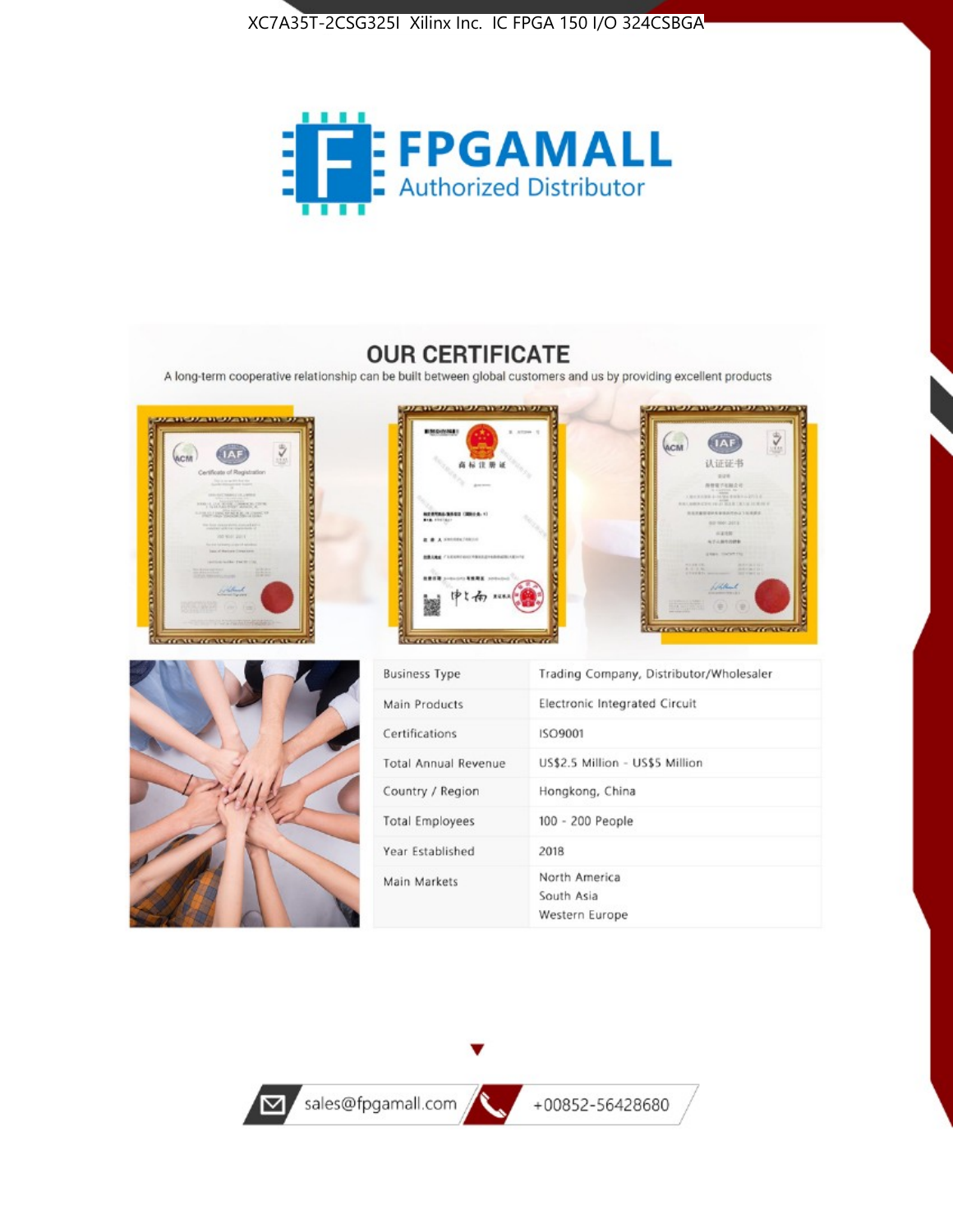XC7A35T-2CSG325I Xilinx Inc. IC FPGA 150 I/O 324CSBGA

FPGAMALL
Authorized Distributor

## OUR CERTIFICATE

A long-term cooperative relationship can be built between global customers and us by providing excellent products

| | |
|---|---|
| Business Type | Trading Company, Distributor/Wholesaler |
| Main Products | Electronic Integrated Circuit |
| Certifications | ISO9001 |
| Total Annual Revenue | US$2.5 Million - US$5 Million |
| Country / Region | Hongkong, China |
| Total Employees | 100 - 200 People |
| Year Established | 2018 |
| Main Markets | North America<br>South Asia<br>Western Europe |

sales@fpgamall.com

+00852-56428680